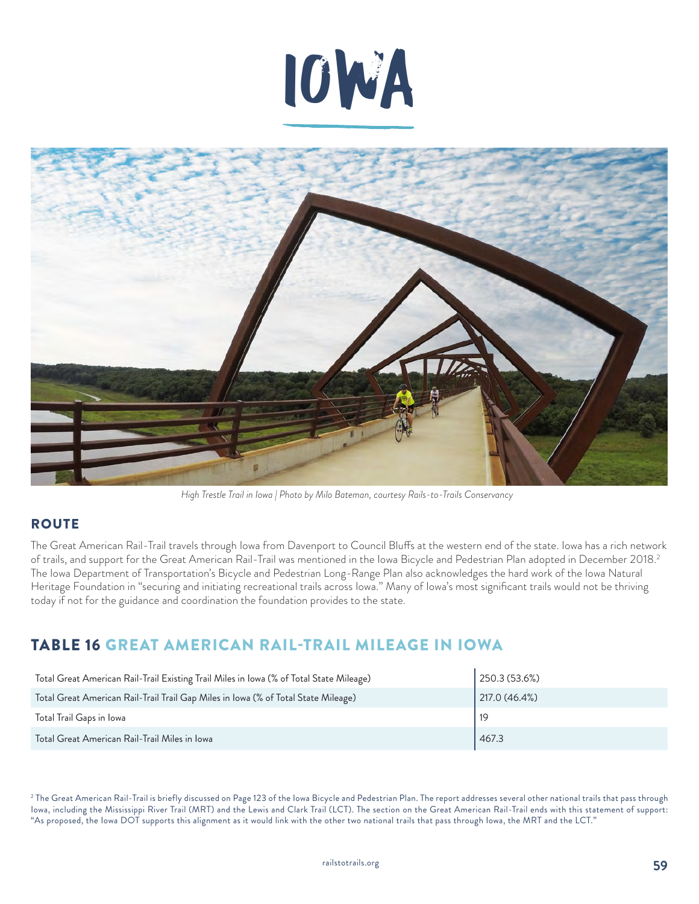# IOWA

*High Trestle Trail in Iowa | Photo by Milo Bateman, courtesy Rails-to-Trails Conservancy*

## ROUTE

The Great American Rail-Trail travels through Iowa from Davenport to Council Bluffs at the western end of the state. Iowa has a rich network of trails, and support for the Great American Rail-Trail was mentioned in the Iowa Bicycle and Pedestrian Plan adopted in December 2018.[2] The Iowa Department of Transportation's Bicycle and Pedestrian Long-Range Plan also acknowledges the hard work of the Iowa Natural Heritage Foundation in "securing and initiating recreational trails across Iowa." Many of Iowa's most significant trails would not be thriving today if not for the guidance and coordination the foundation provides to the state.

## TABLE 16 GREAT AMERICAN RAIL-TRAIL MILEAGE IN IOWA

| | |
|---|---|
| Total Great American Rail-Trail Existing Trail Miles in Iowa (% of Total State Mileage) | 250.3 (53.6%) |
| Total Great American Rail-Trail Trail Gap Miles in Iowa (% of Total State Mileage) | 217.0 (46.4%) |
| Total Trail Gaps in Iowa | 19 |
| Total Great American Rail-Trail Miles in Iowa | 467.3 |

[2] The Great American Rail-Trail is briefly discussed on Page 123 of the Iowa Bicycle and Pedestrian Plan. The report addresses several other national trails that pass through Iowa, including the Mississippi River Trail (MRT) and the Lewis and Clark Trail (LCT). The section on the Great American Rail-Trail ends with this statement of support: "As proposed, the Iowa DOT supports this alignment as it would link with the other two national trails that pass through Iowa, the MRT and the LCT."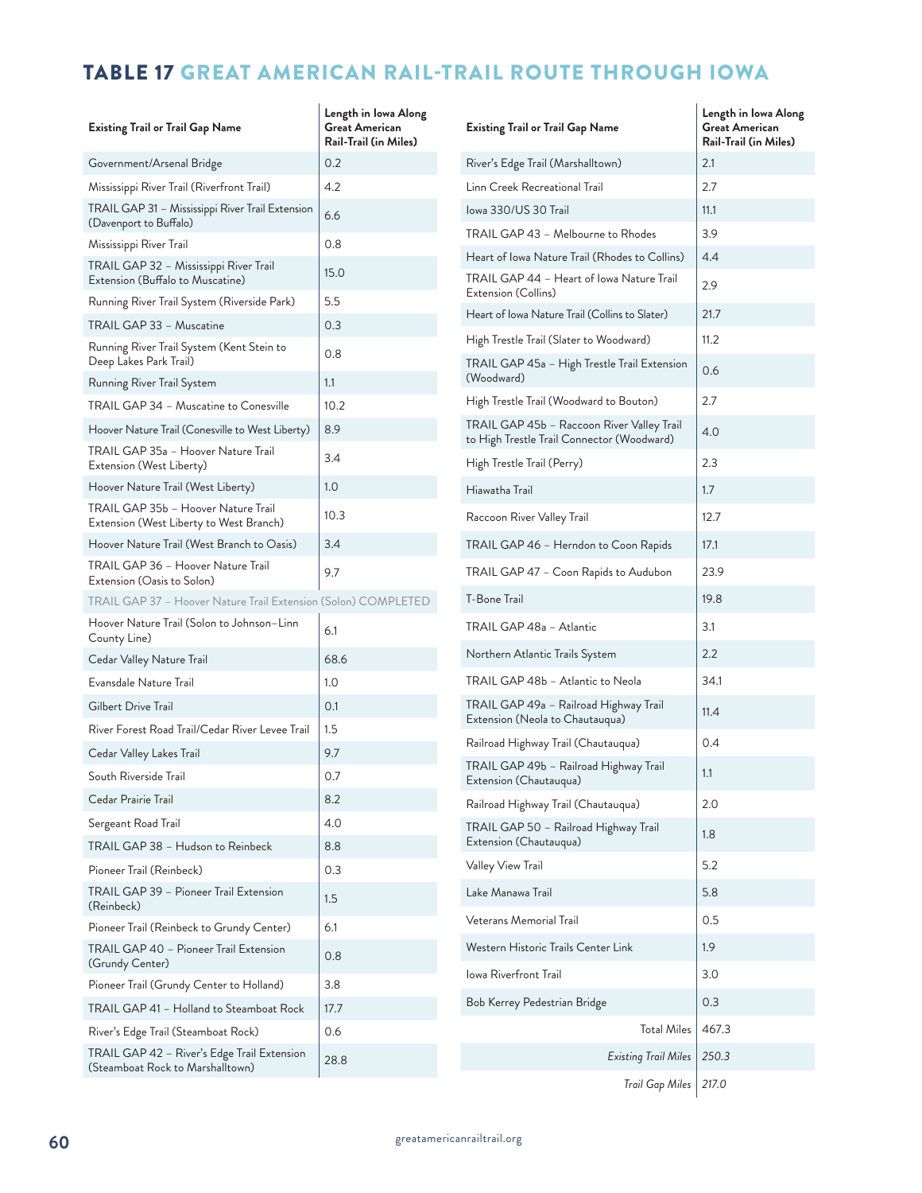## TABLE 17 GREAT AMERICAN RAIL-TRAIL ROUTE THROUGH IOWA

| Existing Trail or Trail Gap Name | Length in Iowa Along Great American Rail-Trail (in Miles) |
|---|---|
| Government/Arsenal Bridge | 0.2 |
| Mississippi River Trail (Riverfront Trail) | 4.2 |
| TRAIL GAP 31 – Mississippi River Trail Extension (Davenport to Buffalo) | 6.6 |
| Mississippi River Trail | 0.8 |
| TRAIL GAP 32 – Mississippi River Trail Extension (Buffalo to Muscatine) | 15.0 |
| Running River Trail System (Riverside Park) | 5.5 |
| TRAIL GAP 33 – Muscatine | 0.3 |
| Running River Trail System (Kent Stein to Deep Lakes Park Trail) | 0.8 |
| Running River Trail System | 1.1 |
| TRAIL GAP 34 – Muscatine to Conesville | 10.2 |
| Hoover Nature Trail (Conesville to West Liberty) | 8.9 |
| TRAIL GAP 35a – Hoover Nature Trail Extension (West Liberty) | 3.4 |
| Hoover Nature Trail (West Liberty) | 1.0 |
| TRAIL GAP 35b – Hoover Nature Trail Extension (West Liberty to West Branch) | 10.3 |
| Hoover Nature Trail (West Branch to Oasis) | 3.4 |
| TRAIL GAP 36 – Hoover Nature Trail Extension (Oasis to Solon) | 9.7 |
| TRAIL GAP 37 – Hoover Nature Trail Extension (Solon) COMPLETED | |
| Hoover Nature Trail (Solon to Johnson–Linn County Line) | 6.1 |
| Cedar Valley Nature Trail | 68.6 |
| Evansdale Nature Trail | 1.0 |
| Gilbert Drive Trail | 0.1 |
| River Forest Road Trail/Cedar River Levee Trail | 1.5 |
| Cedar Valley Lakes Trail | 9.7 |
| South Riverside Trail | 0.7 |
| Cedar Prairie Trail | 8.2 |
| Sergeant Road Trail | 4.0 |
| TRAIL GAP 38 – Hudson to Reinbeck | 8.8 |
| Pioneer Trail (Reinbeck) | 0.3 |
| TRAIL GAP 39 – Pioneer Trail Extension (Reinbeck) | 1.5 |
| Pioneer Trail (Reinbeck to Grundy Center) | 6.1 |
| TRAIL GAP 40 – Pioneer Trail Extension (Grundy Center) | 0.8 |
| Pioneer Trail (Grundy Center to Holland) | 3.8 |
| TRAIL GAP 41 – Holland to Steamboat Rock | 17.7 |
| River's Edge Trail (Steamboat Rock) | 0.6 |
| TRAIL GAP 42 – River's Edge Trail Extension (Steamboat Rock to Marshalltown) | 28.8 |
| River's Edge Trail (Marshalltown) | 2.1 |
| Linn Creek Recreational Trail | 2.7 |
| Iowa 330/US 30 Trail | 11.1 |
| TRAIL GAP 43 – Melbourne to Rhodes | 3.9 |
| Heart of Iowa Nature Trail (Rhodes to Collins) | 4.4 |
| TRAIL GAP 44 – Heart of Iowa Nature Trail Extension (Collins) | 2.9 |
| Heart of Iowa Nature Trail (Collins to Slater) | 21.7 |
| High Trestle Trail (Slater to Woodward) | 11.2 |
| TRAIL GAP 45a – High Trestle Trail Extension (Woodward) | 0.6 |
| High Trestle Trail (Woodward to Bouton) | 2.7 |
| TRAIL GAP 45b – Raccoon River Valley Trail to High Trestle Trail Connector (Woodward) | 4.0 |
| High Trestle Trail (Perry) | 2.3 |
| Hiawatha Trail | 1.7 |
| Raccoon River Valley Trail | 12.7 |
| TRAIL GAP 46 – Herndon to Coon Rapids | 17.1 |
| TRAIL GAP 47 – Coon Rapids to Audubon | 23.9 |
| T-Bone Trail | 19.8 |
| TRAIL GAP 48a – Atlantic | 3.1 |
| Northern Atlantic Trails System | 2.2 |
| TRAIL GAP 48b – Atlantic to Neola | 34.1 |
| TRAIL GAP 49a – Railroad Highway Trail Extension (Neola to Chautauqua) | 11.4 |
| Railroad Highway Trail (Chautauqua) | 0.4 |
| TRAIL GAP 49b – Railroad Highway Trail Extension (Chautauqua) | 1.1 |
| Railroad Highway Trail (Chautauqua) | 2.0 |
| TRAIL GAP 50 – Railroad Highway Trail Extension (Chautauqua) | 1.8 |
| Valley View Trail | 5.2 |
| Lake Manawa Trail | 5.8 |
| Veterans Memorial Trail | 0.5 |
| Western Historic Trails Center Link | 1.9 |
| Iowa Riverfront Trail | 3.0 |
| Bob Kerrey Pedestrian Bridge | 0.3 |
| Total Miles | 467.3 |
| *Existing Trail Miles* | *250.3* |
| *Trail Gap Miles* | *217.0* |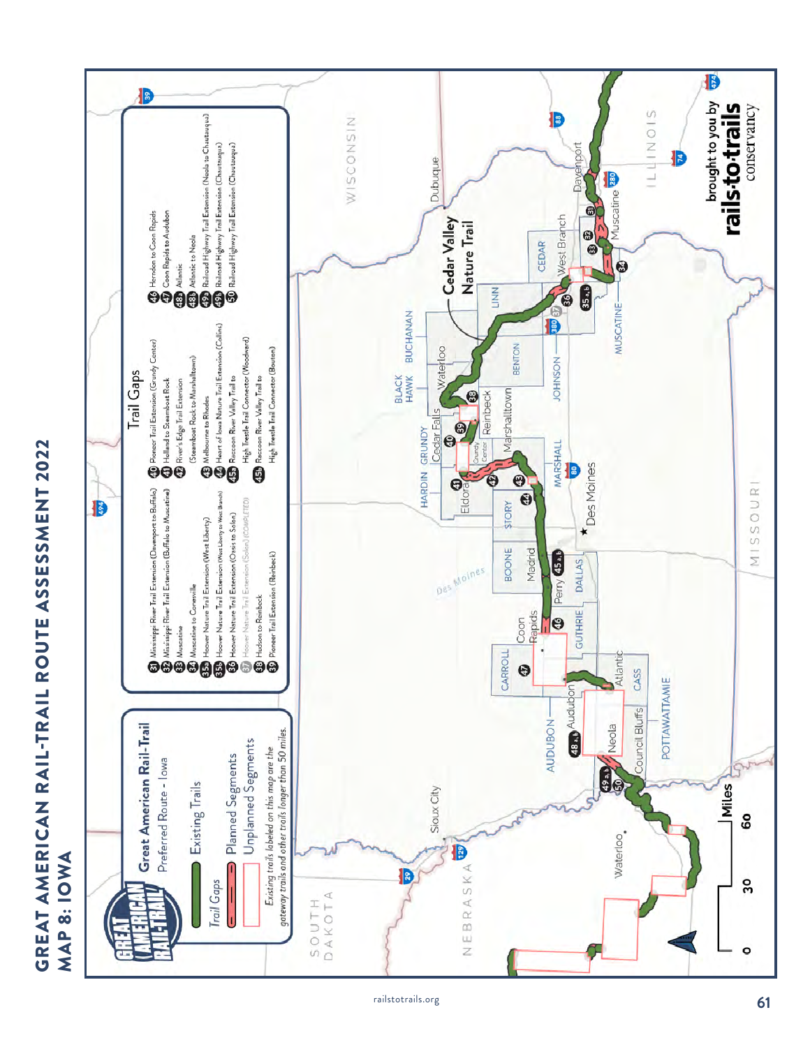# GREAT AMERICAN RAIL-TRAIL ROUTE ASSESSMENT 2022

## MAP 8: IOWA

**Great American Rail-Trail**
Preferred Route - Iowa

- Existing Trails
- Trail Gaps
- Planned Segments
- Unplanned Segments

*Existing trails labeled on this map are the gateway trails and other trails longer than 50 miles.*

### Trail Gaps

- 31 Mississippi River Trail Extension (Davenport to Buffalo)
- 32 Mississippi River Trail Extension (Buffalo to Muscatine)
- 33 Muscatine
- 34 Muscatine to Conesville
- 35a Hoover Nature Trail Extension (West Liberty)
- 35b Hoover Nature Trail Extension (West Liberty to West Branch)
- 36 Hoover Nature Trail Extension (Oasis to Solon)
- 37 Hoover Nature Trail Extension (Solon) (COMPLETED)
- 38 Hudson to Reinbeck
- 39 Pioneer Trail Extension (Reinbeck)
- 40 Pioneer Trail Extension (Grundy Center)
- 41 Holland to Steamboat Rock
- 42 River's Edge Trail Extension (Steamboat Rock to Marshalltown)
- 43 Melbourne to Rhodes
- 44 Heart of Iowa Nature Trail Extension (Collins)
- 45a Raccoon River Valley Trail to High Trestle Trail Connector (Woodward)
- 45b Raccoon River Valley Trail to High Trestle Trail Connector (Bouton)
- 46 Herndon to Coon Rapids
- 47 Coon Rapids to Audubon
- 48a Atlantic
- 48b Atlantic to Neola
- 49a Railroad Highway Trail Extension (Neola to Chautauqua)
- 49b Railroad Highway Trail Extension (Chautauqua)
- 50 Railroad Highway Trail Extension (Chautauqua)

Cedar Valley Nature Trail

brought to you by rails·to·trails conservancy

railstotrails.org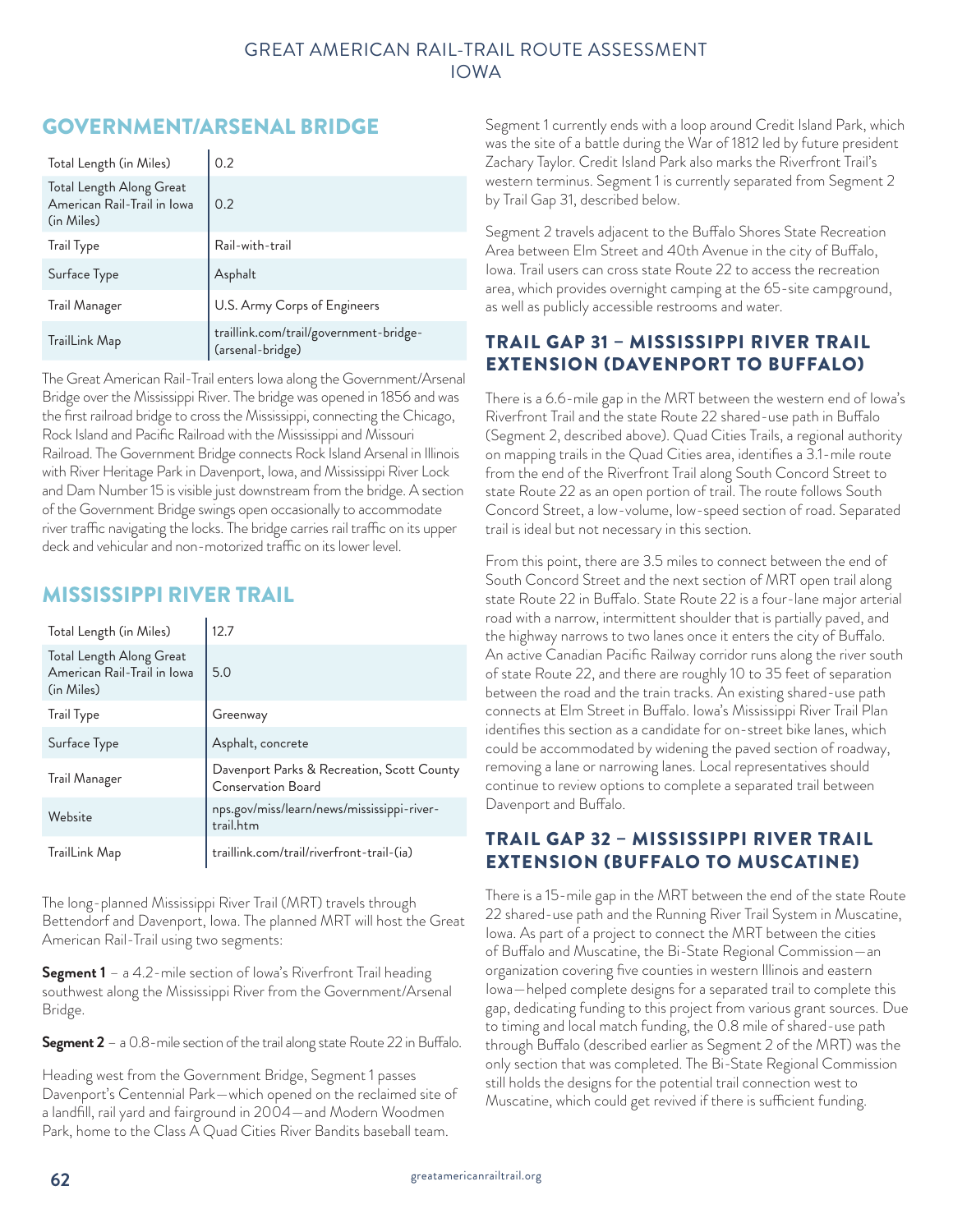## GOVERNMENT/ARSENAL BRIDGE

| Total Length (in Miles) | 0.2 |
|---|---|
| Total Length Along Great American Rail-Trail in Iowa (in Miles) | 0.2 |
| Trail Type | Rail-with-trail |
| Surface Type | Asphalt |
| Trail Manager | U.S. Army Corps of Engineers |
| TrailLink Map | traillink.com/trail/government-bridge-(arsenal-bridge) |

The Great American Rail-Trail enters Iowa along the Government/Arsenal Bridge over the Mississippi River. The bridge was opened in 1856 and was the first railroad bridge to cross the Mississippi, connecting the Chicago, Rock Island and Pacific Railroad with the Mississippi and Missouri Railroad. The Government Bridge connects Rock Island Arsenal in Illinois with River Heritage Park in Davenport, Iowa, and Mississippi River Lock and Dam Number 15 is visible just downstream from the bridge. A section of the Government Bridge swings open occasionally to accommodate river traffic navigating the locks. The bridge carries rail traffic on its upper deck and vehicular and non-motorized traffic on its lower level.

## MISSISSIPPI RIVER TRAIL

| Total Length (in Miles) | 12.7 |
|---|---|
| Total Length Along Great American Rail-Trail in Iowa (in Miles) | 5.0 |
| Trail Type | Greenway |
| Surface Type | Asphalt, concrete |
| Trail Manager | Davenport Parks & Recreation, Scott County Conservation Board |
| Website | nps.gov/miss/learn/news/mississippi-river-trail.htm |
| TrailLink Map | traillink.com/trail/riverfront-trail-(ia) |

The long-planned Mississippi River Trail (MRT) travels through Bettendorf and Davenport, Iowa. The planned MRT will host the Great American Rail-Trail using two segments:

**Segment 1** – a 4.2-mile section of Iowa's Riverfront Trail heading southwest along the Mississippi River from the Government/Arsenal Bridge.

**Segment 2** – a 0.8-mile section of the trail along state Route 22 in Buffalo.

Heading west from the Government Bridge, Segment 1 passes Davenport's Centennial Park—which opened on the reclaimed site of a landfill, rail yard and fairground in 2004—and Modern Woodmen Park, home to the Class A Quad Cities River Bandits baseball team.

Segment 1 currently ends with a loop around Credit Island Park, which was the site of a battle during the War of 1812 led by future president Zachary Taylor. Credit Island Park also marks the Riverfront Trail's western terminus. Segment 1 is currently separated from Segment 2 by Trail Gap 31, described below.

Segment 2 travels adjacent to the Buffalo Shores State Recreation Area between Elm Street and 40th Avenue in the city of Buffalo, Iowa. Trail users can cross state Route 22 to access the recreation area, which provides overnight camping at the 65-site campground, as well as publicly accessible restrooms and water.

### TRAIL GAP 31 – MISSISSIPPI RIVER TRAIL EXTENSION (DAVENPORT TO BUFFALO)

There is a 6.6-mile gap in the MRT between the western end of Iowa's Riverfront Trail and the state Route 22 shared-use path in Buffalo (Segment 2, described above). Quad Cities Trails, a regional authority on mapping trails in the Quad Cities area, identifies a 3.1-mile route from the end of the Riverfront Trail along South Concord Street to state Route 22 as an open portion of trail. The route follows South Concord Street, a low-volume, low-speed section of road. Separated trail is ideal but not necessary in this section.

From this point, there are 3.5 miles to connect between the end of South Concord Street and the next section of MRT open trail along state Route 22 in Buffalo. State Route 22 is a four-lane major arterial road with a narrow, intermittent shoulder that is partially paved, and the highway narrows to two lanes once it enters the city of Buffalo. An active Canadian Pacific Railway corridor runs along the river south of state Route 22, and there are roughly 10 to 35 feet of separation between the road and the train tracks. An existing shared-use path connects at Elm Street in Buffalo. Iowa's Mississippi River Trail Plan identifies this section as a candidate for on-street bike lanes, which could be accommodated by widening the paved section of roadway, removing a lane or narrowing lanes. Local representatives should continue to review options to complete a separated trail between Davenport and Buffalo.

### TRAIL GAP 32 – MISSISSIPPI RIVER TRAIL EXTENSION (BUFFALO TO MUSCATINE)

There is a 15-mile gap in the MRT between the end of the state Route 22 shared-use path and the Running River Trail System in Muscatine, Iowa. As part of a project to connect the MRT between the cities of Buffalo and Muscatine, the Bi-State Regional Commission—an organization covering five counties in western Illinois and eastern Iowa—helped complete designs for a separated trail to complete this gap, dedicating funding to this project from various grant sources. Due to timing and local match funding, the 0.8 mile of shared-use path through Buffalo (described earlier as Segment 2 of the MRT) was the only section that was completed. The Bi-State Regional Commission still holds the designs for the potential trail connection west to Muscatine, which could get revived if there is sufficient funding.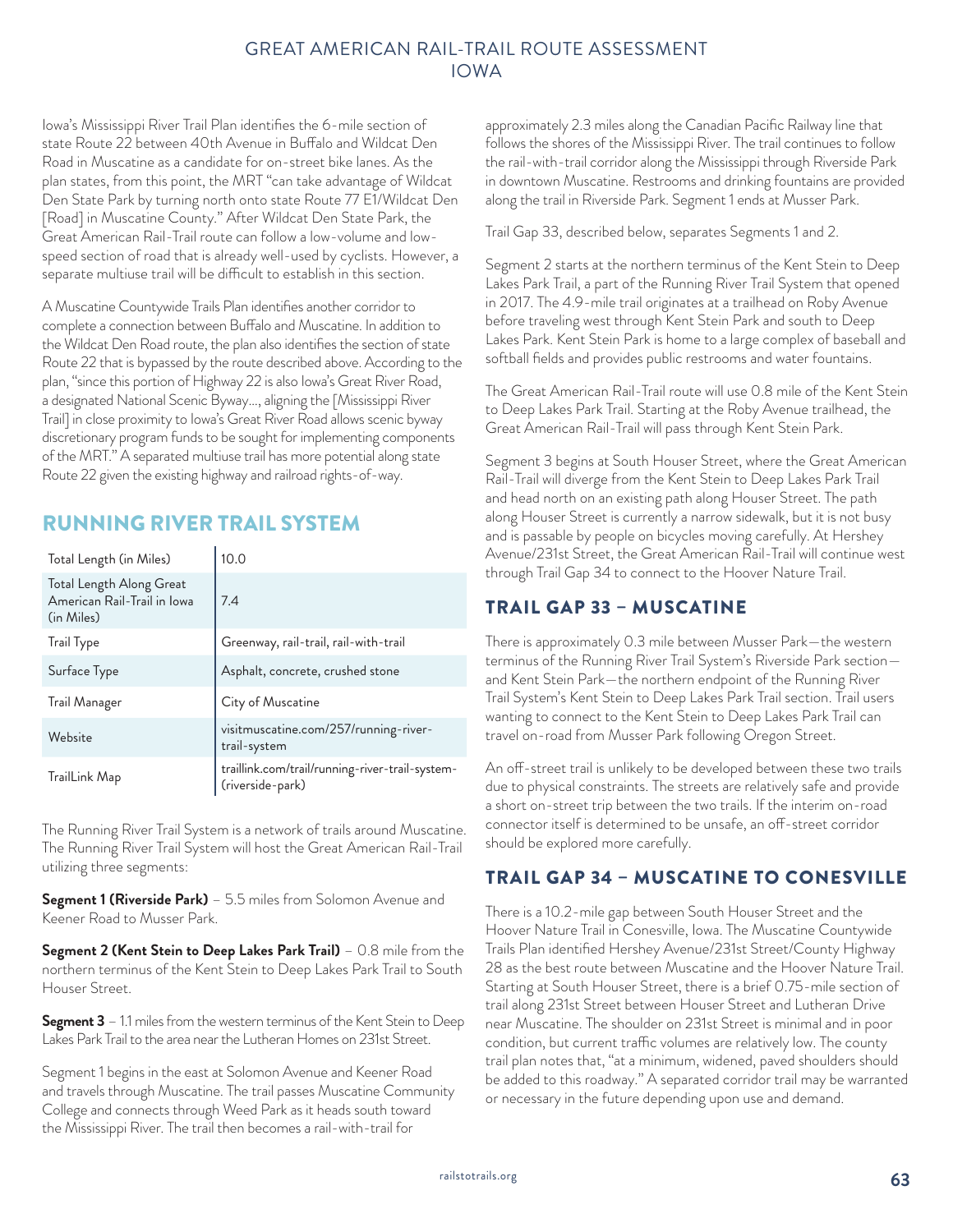Iowa's Mississippi River Trail Plan identifies the 6-mile section of state Route 22 between 40th Avenue in Buffalo and Wildcat Den Road in Muscatine as a candidate for on-street bike lanes. As the plan states, from this point, the MRT "can take advantage of Wildcat Den State Park by turning north onto state Route 77 E1/Wildcat Den [Road] in Muscatine County." After Wildcat Den State Park, the Great American Rail-Trail route can follow a low-volume and low-speed section of road that is already well-used by cyclists. However, a separate multiuse trail will be difficult to establish in this section.

A Muscatine Countywide Trails Plan identifies another corridor to complete a connection between Buffalo and Muscatine. In addition to the Wildcat Den Road route, the plan also identifies the section of state Route 22 that is bypassed by the route described above. According to the plan, "since this portion of Highway 22 is also Iowa's Great River Road, a designated National Scenic Byway…, aligning the [Mississippi River Trail] in close proximity to Iowa's Great River Road allows scenic byway discretionary program funds to be sought for implementing components of the MRT." A separated multiuse trail has more potential along state Route 22 given the existing highway and railroad rights-of-way.

## RUNNING RIVER TRAIL SYSTEM

| | |
|---|---|
| Total Length (in Miles) | 10.0 |
| Total Length Along Great American Rail-Trail in Iowa (in Miles) | 7.4 |
| Trail Type | Greenway, rail-trail, rail-with-trail |
| Surface Type | Asphalt, concrete, crushed stone |
| Trail Manager | City of Muscatine |
| Website | visitmuscatine.com/257/running-river-trail-system |
| TrailLink Map | traillink.com/trail/running-river-trail-system-(riverside-park) |

The Running River Trail System is a network of trails around Muscatine. The Running River Trail System will host the Great American Rail-Trail utilizing three segments:

**Segment 1 (Riverside Park)** – 5.5 miles from Solomon Avenue and Keener Road to Musser Park.

**Segment 2 (Kent Stein to Deep Lakes Park Trail)** – 0.8 mile from the northern terminus of the Kent Stein to Deep Lakes Park Trail to South Houser Street.

**Segment 3** – 1.1 miles from the western terminus of the Kent Stein to Deep Lakes Park Trail to the area near the Lutheran Homes on 231st Street.

Segment 1 begins in the east at Solomon Avenue and Keener Road and travels through Muscatine. The trail passes Muscatine Community College and connects through Weed Park as it heads south toward the Mississippi River. The trail then becomes a rail-with-trail for approximately 2.3 miles along the Canadian Pacific Railway line that follows the shores of the Mississippi River. The trail continues to follow the rail-with-trail corridor along the Mississippi through Riverside Park in downtown Muscatine. Restrooms and drinking fountains are provided along the trail in Riverside Park. Segment 1 ends at Musser Park.

Trail Gap 33, described below, separates Segments 1 and 2.

Segment 2 starts at the northern terminus of the Kent Stein to Deep Lakes Park Trail, a part of the Running River Trail System that opened in 2017. The 4.9-mile trail originates at a trailhead on Roby Avenue before traveling west through Kent Stein Park and south to Deep Lakes Park. Kent Stein Park is home to a large complex of baseball and softball fields and provides public restrooms and water fountains.

The Great American Rail-Trail route will use 0.8 mile of the Kent Stein to Deep Lakes Park Trail. Starting at the Roby Avenue trailhead, the Great American Rail-Trail will pass through Kent Stein Park.

Segment 3 begins at South Houser Street, where the Great American Rail-Trail will diverge from the Kent Stein to Deep Lakes Park Trail and head north on an existing path along Houser Street. The path along Houser Street is currently a narrow sidewalk, but it is not busy and is passable by people on bicycles moving carefully. At Hershey Avenue/231st Street, the Great American Rail-Trail will continue west through Trail Gap 34 to connect to the Hoover Nature Trail.

### TRAIL GAP 33 – MUSCATINE

There is approximately 0.3 mile between Musser Park—the western terminus of the Running River Trail System's Riverside Park section—and Kent Stein Park—the northern endpoint of the Running River Trail System's Kent Stein to Deep Lakes Park Trail section. Trail users wanting to connect to the Kent Stein to Deep Lakes Park Trail can travel on-road from Musser Park following Oregon Street.

An off-street trail is unlikely to be developed between these two trails due to physical constraints. The streets are relatively safe and provide a short on-street trip between the two trails. If the interim on-road connector itself is determined to be unsafe, an off-street corridor should be explored more carefully.

### TRAIL GAP 34 – MUSCATINE TO CONESVILLE

There is a 10.2-mile gap between South Houser Street and the Hoover Nature Trail in Conesville, Iowa. The Muscatine Countywide Trails Plan identified Hershey Avenue/231st Street/County Highway 28 as the best route between Muscatine and the Hoover Nature Trail. Starting at South Houser Street, there is a brief 0.75-mile section of trail along 231st Street between Houser Street and Lutheran Drive near Muscatine. The shoulder on 231st Street is minimal and in poor condition, but current traffic volumes are relatively low. The county trail plan notes that, "at a minimum, widened, paved shoulders should be added to this roadway." A separated corridor trail may be warranted or necessary in the future depending upon use and demand.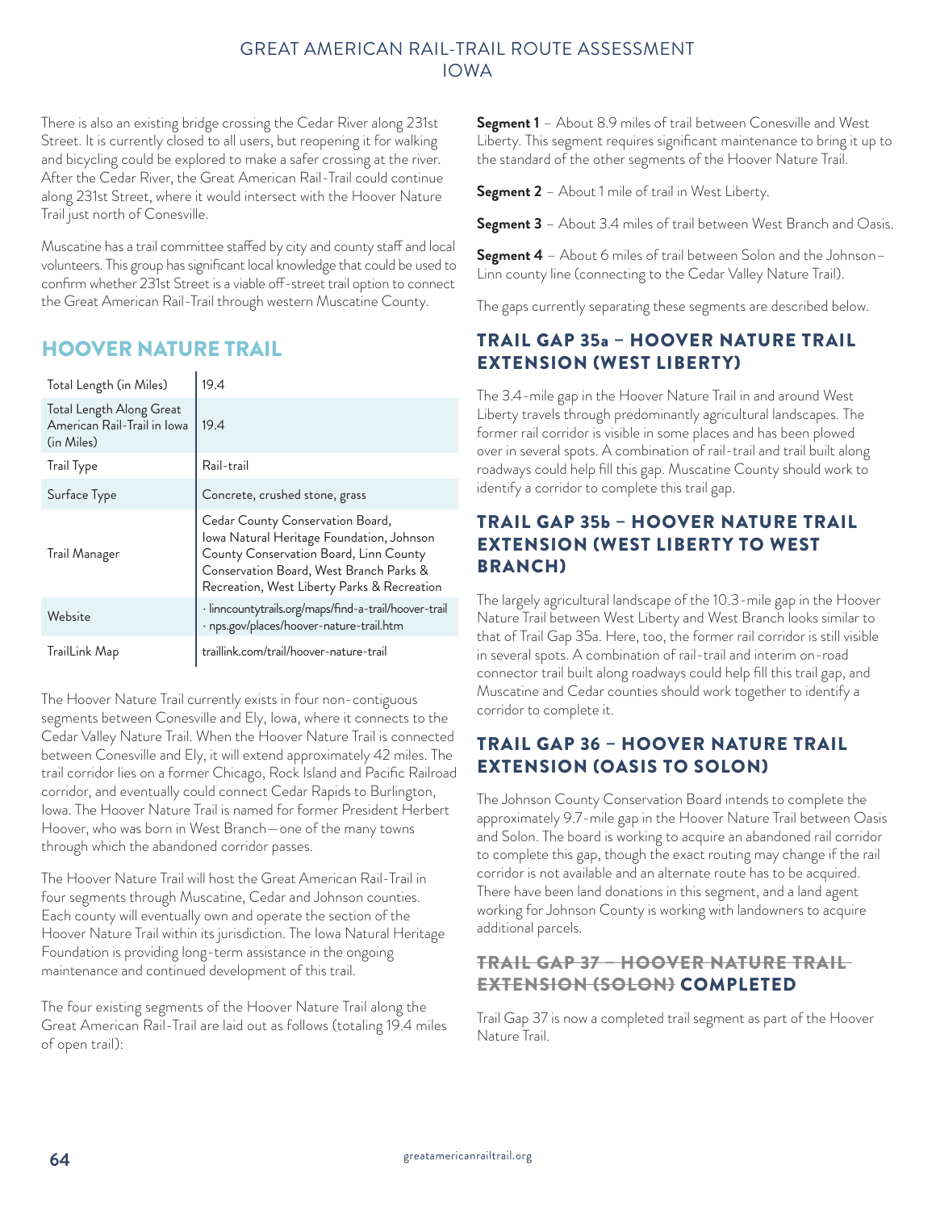There is also an existing bridge crossing the Cedar River along 231st Street. It is currently closed to all users, but reopening it for walking and bicycling could be explored to make a safer crossing at the river. After the Cedar River, the Great American Rail-Trail could continue along 231st Street, where it would intersect with the Hoover Nature Trail just north of Conesville.

Muscatine has a trail committee staffed by city and county staff and local volunteers. This group has significant local knowledge that could be used to confirm whether 231st Street is a viable off-street trail option to connect the Great American Rail-Trail through western Muscatine County.

## HOOVER NATURE TRAIL

| | |
|---|---|
| Total Length (in Miles) | 19.4 |
| Total Length Along Great American Rail-Trail in Iowa (in Miles) | 19.4 |
| Trail Type | Rail-trail |
| Surface Type | Concrete, crushed stone, grass |
| Trail Manager | Cedar County Conservation Board, Iowa Natural Heritage Foundation, Johnson County Conservation Board, Linn County Conservation Board, West Branch Parks & Recreation, West Liberty Parks & Recreation |
| Website | · linncountytrails.org/maps/find-a-trail/hoover-trail<br>· nps.gov/places/hoover-nature-trail.htm |
| TrailLink Map | traillink.com/trail/hoover-nature-trail |

The Hoover Nature Trail currently exists in four non-contiguous segments between Conesville and Ely, Iowa, where it connects to the Cedar Valley Nature Trail. When the Hoover Nature Trail is connected between Conesville and Ely, it will extend approximately 42 miles. The trail corridor lies on a former Chicago, Rock Island and Pacific Railroad corridor, and eventually could connect Cedar Rapids to Burlington, Iowa. The Hoover Nature Trail is named for former President Herbert Hoover, who was born in West Branch—one of the many towns through which the abandoned corridor passes.

The Hoover Nature Trail will host the Great American Rail-Trail in four segments through Muscatine, Cedar and Johnson counties. Each county will eventually own and operate the section of the Hoover Nature Trail within its jurisdiction. The Iowa Natural Heritage Foundation is providing long-term assistance in the ongoing maintenance and continued development of this trail.

The four existing segments of the Hoover Nature Trail along the Great American Rail-Trail are laid out as follows (totaling 19.4 miles of open trail):

**Segment 1** – About 8.9 miles of trail between Conesville and West Liberty. This segment requires significant maintenance to bring it up to the standard of the other segments of the Hoover Nature Trail.

**Segment 2** – About 1 mile of trail in West Liberty.

**Segment 3** – About 3.4 miles of trail between West Branch and Oasis.

**Segment 4** – About 6 miles of trail between Solon and the Johnson–Linn county line (connecting to the Cedar Valley Nature Trail).

The gaps currently separating these segments are described below.

### TRAIL GAP 35a – HOOVER NATURE TRAIL EXTENSION (WEST LIBERTY)

The 3.4-mile gap in the Hoover Nature Trail in and around West Liberty travels through predominantly agricultural landscapes. The former rail corridor is visible in some places and has been plowed over in several spots. A combination of rail-trail and trail built along roadways could help fill this gap. Muscatine County should work to identify a corridor to complete this trail gap.

### TRAIL GAP 35b – HOOVER NATURE TRAIL EXTENSION (WEST LIBERTY TO WEST BRANCH)

The largely agricultural landscape of the 10.3-mile gap in the Hoover Nature Trail between West Liberty and West Branch looks similar to that of Trail Gap 35a. Here, too, the former rail corridor is still visible in several spots. A combination of rail-trail and interim on-road connector trail built along roadways could help fill this trail gap, and Muscatine and Cedar counties should work together to identify a corridor to complete it.

### TRAIL GAP 36 – HOOVER NATURE TRAIL EXTENSION (OASIS TO SOLON)

The Johnson County Conservation Board intends to complete the approximately 9.7-mile gap in the Hoover Nature Trail between Oasis and Solon. The board is working to acquire an abandoned rail corridor to complete this gap, though the exact routing may change if the rail corridor is not available and an alternate route has to be acquired. There have been land donations in this segment, and a land agent working for Johnson County is working with landowners to acquire additional parcels.

### ~~TRAIL GAP 37 – HOOVER NATURE TRAIL EXTENSION (SOLON)~~ COMPLETED

Trail Gap 37 is now a completed trail segment as part of the Hoover Nature Trail.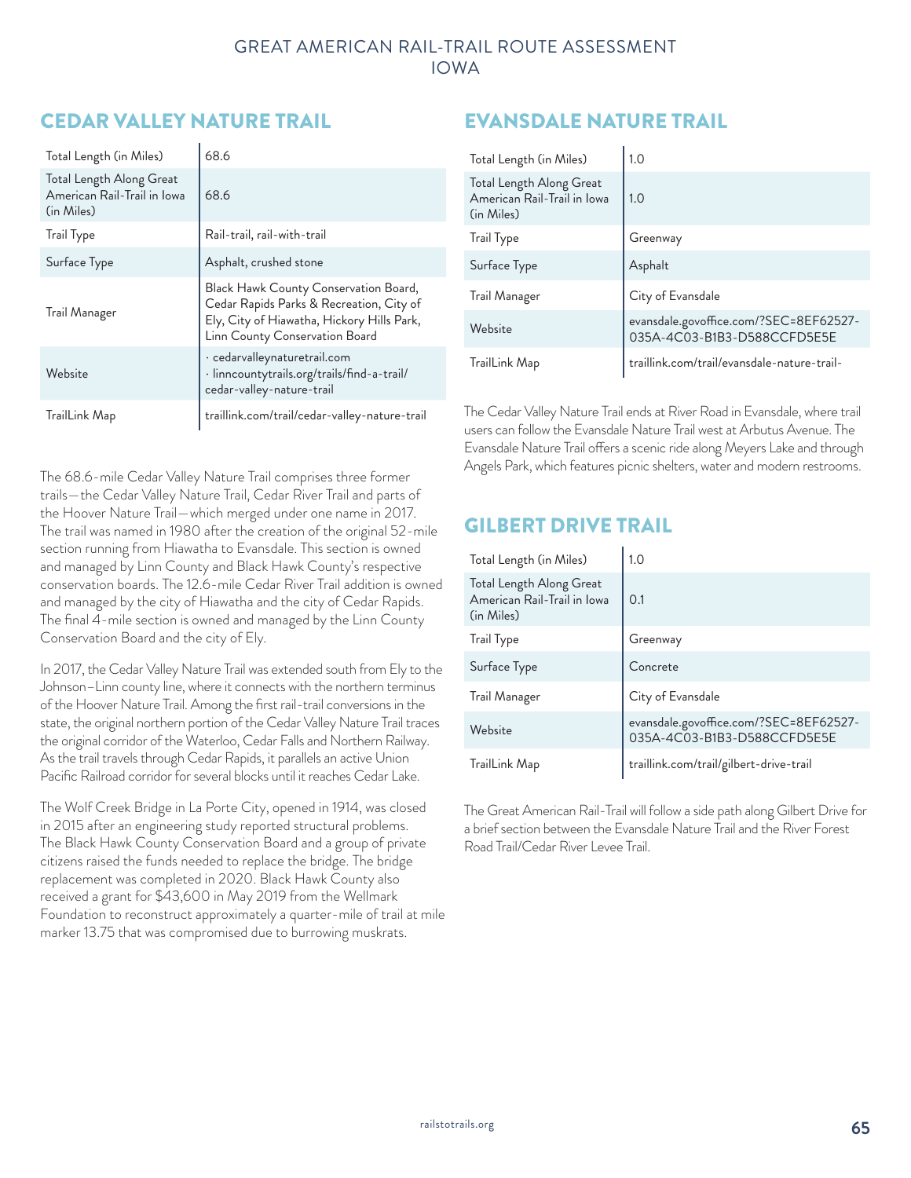## CEDAR VALLEY NATURE TRAIL

| | |
|---|---|
| Total Length (in Miles) | 68.6 |
| Total Length Along Great American Rail-Trail in Iowa (in Miles) | 68.6 |
| Trail Type | Rail-trail, rail-with-trail |
| Surface Type | Asphalt, crushed stone |
| Trail Manager | Black Hawk County Conservation Board, Cedar Rapids Parks & Recreation, City of Ely, City of Hiawatha, Hickory Hills Park, Linn County Conservation Board |
| Website | · cedarvalleynaturetrail.com<br>· linncountytrails.org/trails/find-a-trail/cedar-valley-nature-trail |
| TrailLink Map | traillink.com/trail/cedar-valley-nature-trail |

The 68.6-mile Cedar Valley Nature Trail comprises three former trails—the Cedar Valley Nature Trail, Cedar River Trail and parts of the Hoover Nature Trail—which merged under one name in 2017. The trail was named in 1980 after the creation of the original 52-mile section running from Hiawatha to Evansdale. This section is owned and managed by Linn County and Black Hawk County's respective conservation boards. The 12.6-mile Cedar River Trail addition is owned and managed by the city of Hiawatha and the city of Cedar Rapids. The final 4-mile section is owned and managed by the Linn County Conservation Board and the city of Ely.

In 2017, the Cedar Valley Nature Trail was extended south from Ely to the Johnson–Linn county line, where it connects with the northern terminus of the Hoover Nature Trail. Among the first rail-trail conversions in the state, the original northern portion of the Cedar Valley Nature Trail traces the original corridor of the Waterloo, Cedar Falls and Northern Railway. As the trail travels through Cedar Rapids, it parallels an active Union Pacific Railroad corridor for several blocks until it reaches Cedar Lake.

The Wolf Creek Bridge in La Porte City, opened in 1914, was closed in 2015 after an engineering study reported structural problems. The Black Hawk County Conservation Board and a group of private citizens raised the funds needed to replace the bridge. The bridge replacement was completed in 2020. Black Hawk County also received a grant for $43,600 in May 2019 from the Wellmark Foundation to reconstruct approximately a quarter-mile of trail at mile marker 13.75 that was compromised due to burrowing muskrats.

## EVANSDALE NATURE TRAIL

| | |
|---|---|
| Total Length (in Miles) | 1.0 |
| Total Length Along Great American Rail-Trail in Iowa (in Miles) | 1.0 |
| Trail Type | Greenway |
| Surface Type | Asphalt |
| Trail Manager | City of Evansdale |
| Website | evansdale.govoffice.com/?SEC=8EF62527-035A-4C03-B1B3-D588CCFD5E5E |
| TrailLink Map | traillink.com/trail/evansdale-nature-trail- |

The Cedar Valley Nature Trail ends at River Road in Evansdale, where trail users can follow the Evansdale Nature Trail west at Arbutus Avenue. The Evansdale Nature Trail offers a scenic ride along Meyers Lake and through Angels Park, which features picnic shelters, water and modern restrooms.

## GILBERT DRIVE TRAIL

| | |
|---|---|
| Total Length (in Miles) | 1.0 |
| Total Length Along Great American Rail-Trail in Iowa (in Miles) | 0.1 |
| Trail Type | Greenway |
| Surface Type | Concrete |
| Trail Manager | City of Evansdale |
| Website | evansdale.govoffice.com/?SEC=8EF62527-035A-4C03-B1B3-D588CCFD5E5E |
| TrailLink Map | traillink.com/trail/gilbert-drive-trail |

The Great American Rail-Trail will follow a side path along Gilbert Drive for a brief section between the Evansdale Nature Trail and the River Forest Road Trail/Cedar River Levee Trail.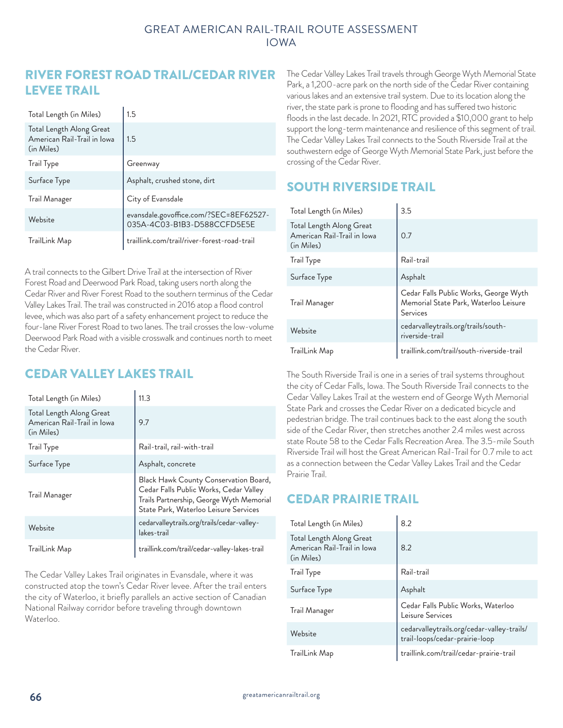## RIVER FOREST ROAD TRAIL/CEDAR RIVER LEVEE TRAIL

| | |
|---|---|
| Total Length (in Miles) | 1.5 |
| Total Length Along Great American Rail-Trail in Iowa (in Miles) | 1.5 |
| Trail Type | Greenway |
| Surface Type | Asphalt, crushed stone, dirt |
| Trail Manager | City of Evansdale |
| Website | evansdale.govoffice.com/?SEC=8EF62527-035A-4C03-B1B3-D588CCFD5E5E |
| TrailLink Map | traillink.com/trail/river-forest-road-trail |

A trail connects to the Gilbert Drive Trail at the intersection of River Forest Road and Deerwood Park Road, taking users north along the Cedar River and River Forest Road to the southern terminus of the Cedar Valley Lakes Trail. The trail was constructed in 2016 atop a flood control levee, which was also part of a safety enhancement project to reduce the four-lane River Forest Road to two lanes. The trail crosses the low-volume Deerwood Park Road with a visible crosswalk and continues north to meet the Cedar River.

## CEDAR VALLEY LAKES TRAIL

| | |
|---|---|
| Total Length (in Miles) | 11.3 |
| Total Length Along Great American Rail-Trail in Iowa (in Miles) | 9.7 |
| Trail Type | Rail-trail, rail-with-trail |
| Surface Type | Asphalt, concrete |
| Trail Manager | Black Hawk County Conservation Board, Cedar Falls Public Works, Cedar Valley Trails Partnership, George Wyth Memorial State Park, Waterloo Leisure Services |
| Website | cedarvalleytrails.org/trails/cedar-valley-lakes-trail |
| TrailLink Map | traillink.com/trail/cedar-valley-lakes-trail |

The Cedar Valley Lakes Trail originates in Evansdale, where it was constructed atop the town's Cedar River levee. After the trail enters the city of Waterloo, it briefly parallels an active section of Canadian National Railway corridor before traveling through downtown Waterloo.

The Cedar Valley Lakes Trail travels through George Wyth Memorial State Park, a 1,200-acre park on the north side of the Cedar River containing various lakes and an extensive trail system. Due to its location along the river, the state park is prone to flooding and has suffered two historic floods in the last decade. In 2021, RTC provided a $10,000 grant to help support the long-term maintenance and resilience of this segment of trail. The Cedar Valley Lakes Trail connects to the South Riverside Trail at the southwestern edge of George Wyth Memorial State Park, just before the crossing of the Cedar River.

## SOUTH RIVERSIDE TRAIL

| | |
|---|---|
| Total Length (in Miles) | 3.5 |
| Total Length Along Great American Rail-Trail in Iowa (in Miles) | 0.7 |
| Trail Type | Rail-trail |
| Surface Type | Asphalt |
| Trail Manager | Cedar Falls Public Works, George Wyth Memorial State Park, Waterloo Leisure Services |
| Website | cedarvalleytrails.org/trails/south-riverside-trail |
| TrailLink Map | traillink.com/trail/south-riverside-trail |

The South Riverside Trail is one in a series of trail systems throughout the city of Cedar Falls, Iowa. The South Riverside Trail connects to the Cedar Valley Lakes Trail at the western end of George Wyth Memorial State Park and crosses the Cedar River on a dedicated bicycle and pedestrian bridge. The trail continues back to the east along the south side of the Cedar River, then stretches another 2.4 miles west across state Route 58 to the Cedar Falls Recreation Area. The 3.5-mile South Riverside Trail will host the Great American Rail-Trail for 0.7 mile to act as a connection between the Cedar Valley Lakes Trail and the Cedar Prairie Trail.

## CEDAR PRAIRIE TRAIL

| | |
|---|---|
| Total Length (in Miles) | 8.2 |
| Total Length Along Great American Rail-Trail in Iowa (in Miles) | 8.2 |
| Trail Type | Rail-trail |
| Surface Type | Asphalt |
| Trail Manager | Cedar Falls Public Works, Waterloo Leisure Services |
| Website | cedarvalleytrails.org/cedar-valley-trails/trail-loops/cedar-prairie-loop |
| TrailLink Map | traillink.com/trail/cedar-prairie-trail |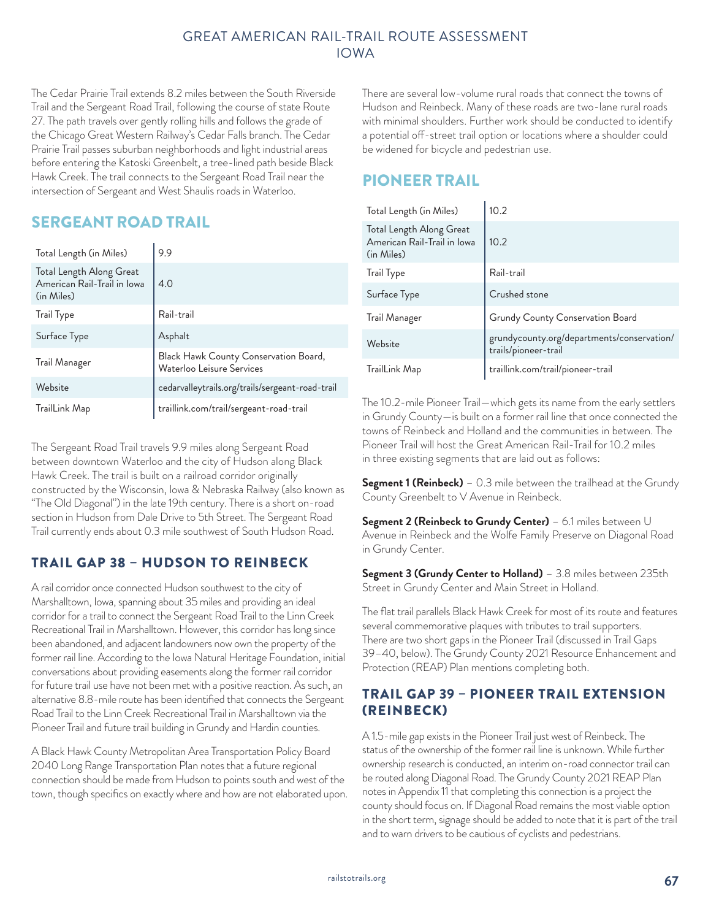The Cedar Prairie Trail extends 8.2 miles between the South Riverside Trail and the Sergeant Road Trail, following the course of state Route 27. The path travels over gently rolling hills and follows the grade of the Chicago Great Western Railway's Cedar Falls branch. The Cedar Prairie Trail passes suburban neighborhoods and light industrial areas before entering the Katoski Greenbelt, a tree-lined path beside Black Hawk Creek. The trail connects to the Sergeant Road Trail near the intersection of Sergeant and West Shaulis roads in Waterloo.

## SERGEANT ROAD TRAIL

| | |
|---|---|
| Total Length (in Miles) | 9.9 |
| Total Length Along Great American Rail-Trail in Iowa (in Miles) | 4.0 |
| Trail Type | Rail-trail |
| Surface Type | Asphalt |
| Trail Manager | Black Hawk County Conservation Board, Waterloo Leisure Services |
| Website | cedarvalleytrails.org/trails/sergeant-road-trail |
| TrailLink Map | traillink.com/trail/sergeant-road-trail |

The Sergeant Road Trail travels 9.9 miles along Sergeant Road between downtown Waterloo and the city of Hudson along Black Hawk Creek. The trail is built on a railroad corridor originally constructed by the Wisconsin, Iowa & Nebraska Railway (also known as "The Old Diagonal") in the late 19th century. There is a short on-road section in Hudson from Dale Drive to 5th Street. The Sergeant Road Trail currently ends about 0.3 mile southwest of South Hudson Road.

### TRAIL GAP 38 – HUDSON TO REINBECK

A rail corridor once connected Hudson southwest to the city of Marshalltown, Iowa, spanning about 35 miles and providing an ideal corridor for a trail to connect the Sergeant Road Trail to the Linn Creek Recreational Trail in Marshalltown. However, this corridor has long since been abandoned, and adjacent landowners now own the property of the former rail line. According to the Iowa Natural Heritage Foundation, initial conversations about providing easements along the former rail corridor for future trail use have not been met with a positive reaction. As such, an alternative 8.8-mile route has been identified that connects the Sergeant Road Trail to the Linn Creek Recreational Trail in Marshalltown via the Pioneer Trail and future trail building in Grundy and Hardin counties.

A Black Hawk County Metropolitan Area Transportation Policy Board 2040 Long Range Transportation Plan notes that a future regional connection should be made from Hudson to points south and west of the town, though specifics on exactly where and how are not elaborated upon.

There are several low-volume rural roads that connect the towns of Hudson and Reinbeck. Many of these roads are two-lane rural roads with minimal shoulders. Further work should be conducted to identify a potential off-street trail option or locations where a shoulder could be widened for bicycle and pedestrian use.

## PIONEER TRAIL

| | |
|---|---|
| Total Length (in Miles) | 10.2 |
| Total Length Along Great American Rail-Trail in Iowa (in Miles) | 10.2 |
| Trail Type | Rail-trail |
| Surface Type | Crushed stone |
| Trail Manager | Grundy County Conservation Board |
| Website | grundycounty.org/departments/conservation/trails/pioneer-trail |
| TrailLink Map | traillink.com/trail/pioneer-trail |

The 10.2-mile Pioneer Trail—which gets its name from the early settlers in Grundy County—is built on a former rail line that once connected the towns of Reinbeck and Holland and the communities in between. The Pioneer Trail will host the Great American Rail-Trail for 10.2 miles in three existing segments that are laid out as follows:

**Segment 1 (Reinbeck)** – 0.3 mile between the trailhead at the Grundy County Greenbelt to V Avenue in Reinbeck.

**Segment 2 (Reinbeck to Grundy Center)** – 6.1 miles between U Avenue in Reinbeck and the Wolfe Family Preserve on Diagonal Road in Grundy Center.

**Segment 3 (Grundy Center to Holland)** – 3.8 miles between 235th Street in Grundy Center and Main Street in Holland.

The flat trail parallels Black Hawk Creek for most of its route and features several commemorative plaques with tributes to trail supporters. There are two short gaps in the Pioneer Trail (discussed in Trail Gaps 39–40, below). The Grundy County 2021 Resource Enhancement and Protection (REAP) Plan mentions completing both.

### TRAIL GAP 39 – PIONEER TRAIL EXTENSION (REINBECK)

A 1.5-mile gap exists in the Pioneer Trail just west of Reinbeck. The status of the ownership of the former rail line is unknown. While further ownership research is conducted, an interim on-road connector trail can be routed along Diagonal Road. The Grundy County 2021 REAP Plan notes in Appendix 11 that completing this connection is a project the county should focus on. If Diagonal Road remains the most viable option in the short term, signage should be added to note that it is part of the trail and to warn drivers to be cautious of cyclists and pedestrians.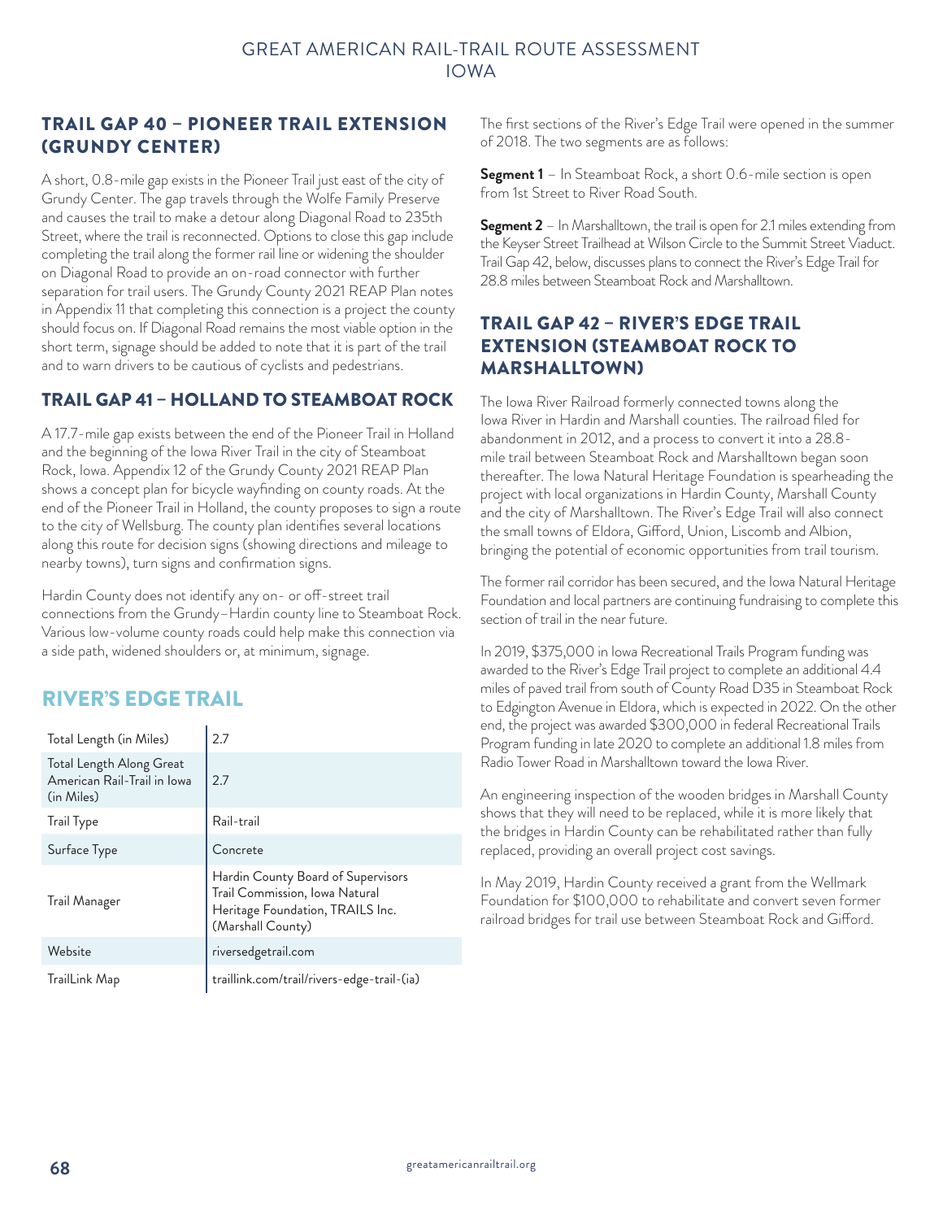## TRAIL GAP 40 – PIONEER TRAIL EXTENSION (GRUNDY CENTER)

A short, 0.8-mile gap exists in the Pioneer Trail just east of the city of Grundy Center. The gap travels through the Wolfe Family Preserve and causes the trail to make a detour along Diagonal Road to 235th Street, where the trail is reconnected. Options to close this gap include completing the trail along the former rail line or widening the shoulder on Diagonal Road to provide an on-road connector with further separation for trail users. The Grundy County 2021 REAP Plan notes in Appendix 11 that completing this connection is a project the county should focus on. If Diagonal Road remains the most viable option in the short term, signage should be added to note that it is part of the trail and to warn drivers to be cautious of cyclists and pedestrians.

## TRAIL GAP 41 – HOLLAND TO STEAMBOAT ROCK

A 17.7-mile gap exists between the end of the Pioneer Trail in Holland and the beginning of the Iowa River Trail in the city of Steamboat Rock, Iowa. Appendix 12 of the Grundy County 2021 REAP Plan shows a concept plan for bicycle wayfinding on county roads. At the end of the Pioneer Trail in Holland, the county proposes to sign a route to the city of Wellsburg. The county plan identifies several locations along this route for decision signs (showing directions and mileage to nearby towns), turn signs and confirmation signs.

Hardin County does not identify any on- or off-street trail connections from the Grundy–Hardin county line to Steamboat Rock. Various low-volume county roads could help make this connection via a side path, widened shoulders or, at minimum, signage.

## RIVER'S EDGE TRAIL

| | |
|---|---|
| Total Length (in Miles) | 2.7 |
| Total Length Along Great American Rail-Trail in Iowa (in Miles) | 2.7 |
| Trail Type | Rail-trail |
| Surface Type | Concrete |
| Trail Manager | Hardin County Board of Supervisors Trail Commission, Iowa Natural Heritage Foundation, TRAILS Inc. (Marshall County) |
| Website | riversedgetrail.com |
| TrailLink Map | traillink.com/trail/rivers-edge-trail-(ia) |

The first sections of the River's Edge Trail were opened in the summer of 2018. The two segments are as follows:

**Segment 1** – In Steamboat Rock, a short 0.6-mile section is open from 1st Street to River Road South.

**Segment 2** – In Marshalltown, the trail is open for 2.1 miles extending from the Keyser Street Trailhead at Wilson Circle to the Summit Street Viaduct. Trail Gap 42, below, discusses plans to connect the River's Edge Trail for 28.8 miles between Steamboat Rock and Marshalltown.

## TRAIL GAP 42 – RIVER'S EDGE TRAIL EXTENSION (STEAMBOAT ROCK TO MARSHALLTOWN)

The Iowa River Railroad formerly connected towns along the Iowa River in Hardin and Marshall counties. The railroad filed for abandonment in 2012, and a process to convert it into a 28.8-mile trail between Steamboat Rock and Marshalltown began soon thereafter. The Iowa Natural Heritage Foundation is spearheading the project with local organizations in Hardin County, Marshall County and the city of Marshalltown. The River's Edge Trail will also connect the small towns of Eldora, Gifford, Union, Liscomb and Albion, bringing the potential of economic opportunities from trail tourism.

The former rail corridor has been secured, and the Iowa Natural Heritage Foundation and local partners are continuing fundraising to complete this section of trail in the near future.

In 2019, $375,000 in Iowa Recreational Trails Program funding was awarded to the River's Edge Trail project to complete an additional 4.4 miles of paved trail from south of County Road D35 in Steamboat Rock to Edgington Avenue in Eldora, which is expected in 2022. On the other end, the project was awarded $300,000 in federal Recreational Trails Program funding in late 2020 to complete an additional 1.8 miles from Radio Tower Road in Marshalltown toward the Iowa River.

An engineering inspection of the wooden bridges in Marshall County shows that they will need to be replaced, while it is more likely that the bridges in Hardin County can be rehabilitated rather than fully replaced, providing an overall project cost savings.

In May 2019, Hardin County received a grant from the Wellmark Foundation for $100,000 to rehabilitate and convert seven former railroad bridges for trail use between Steamboat Rock and Gifford.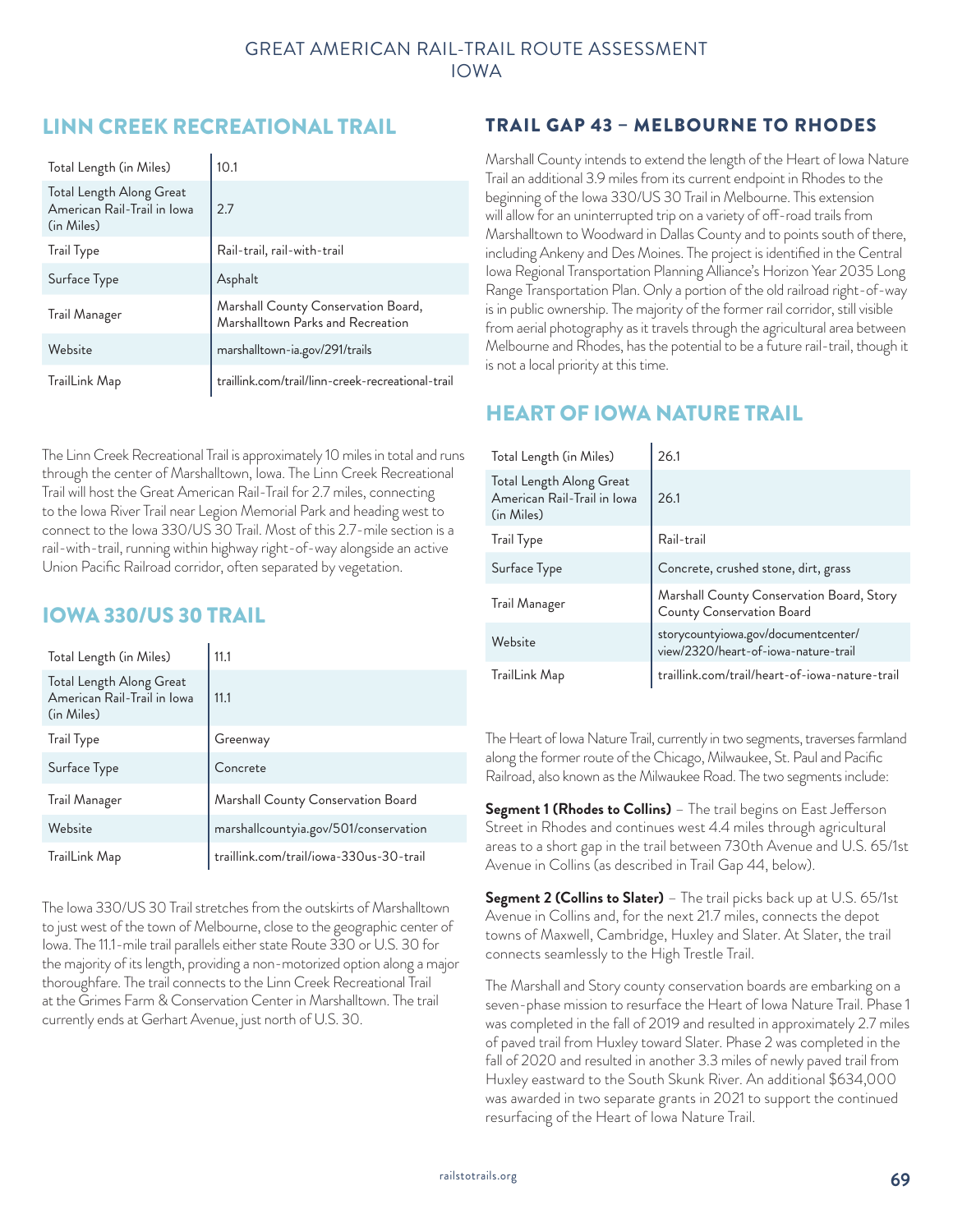## LINN CREEK RECREATIONAL TRAIL

| | |
|---|---|
| Total Length (in Miles) | 10.1 |
| Total Length Along Great American Rail-Trail in Iowa (in Miles) | 2.7 |
| Trail Type | Rail-trail, rail-with-trail |
| Surface Type | Asphalt |
| Trail Manager | Marshall County Conservation Board, Marshalltown Parks and Recreation |
| Website | marshalltown-ia.gov/291/trails |
| TrailLink Map | traillink.com/trail/linn-creek-recreational-trail |

The Linn Creek Recreational Trail is approximately 10 miles in total and runs through the center of Marshalltown, Iowa. The Linn Creek Recreational Trail will host the Great American Rail-Trail for 2.7 miles, connecting to the Iowa River Trail near Legion Memorial Park and heading west to connect to the Iowa 330/US 30 Trail. Most of this 2.7-mile section is a rail-with-trail, running within highway right-of-way alongside an active Union Pacific Railroad corridor, often separated by vegetation.

## IOWA 330/US 30 TRAIL

| | |
|---|---|
| Total Length (in Miles) | 11.1 |
| Total Length Along Great American Rail-Trail in Iowa (in Miles) | 11.1 |
| Trail Type | Greenway |
| Surface Type | Concrete |
| Trail Manager | Marshall County Conservation Board |
| Website | marshallcountyia.gov/501/conservation |
| TrailLink Map | traillink.com/trail/iowa-330us-30-trail |

The Iowa 330/US 30 Trail stretches from the outskirts of Marshalltown to just west of the town of Melbourne, close to the geographic center of Iowa. The 11.1-mile trail parallels either state Route 330 or U.S. 30 for the majority of its length, providing a non-motorized option along a major thoroughfare. The trail connects to the Linn Creek Recreational Trail at the Grimes Farm & Conservation Center in Marshalltown. The trail currently ends at Gerhart Avenue, just north of U.S. 30.

## TRAIL GAP 43 – MELBOURNE TO RHODES

Marshall County intends to extend the length of the Heart of Iowa Nature Trail an additional 3.9 miles from its current endpoint in Rhodes to the beginning of the Iowa 330/US 30 Trail in Melbourne. This extension will allow for an uninterrupted trip on a variety of off-road trails from Marshalltown to Woodward in Dallas County and to points south of there, including Ankeny and Des Moines. The project is identified in the Central Iowa Regional Transportation Planning Alliance's Horizon Year 2035 Long Range Transportation Plan. Only a portion of the old railroad right-of-way is in public ownership. The majority of the former rail corridor, still visible from aerial photography as it travels through the agricultural area between Melbourne and Rhodes, has the potential to be a future rail-trail, though it is not a local priority at this time.

## HEART OF IOWA NATURE TRAIL

| | |
|---|---|
| Total Length (in Miles) | 26.1 |
| Total Length Along Great American Rail-Trail in Iowa (in Miles) | 26.1 |
| Trail Type | Rail-trail |
| Surface Type | Concrete, crushed stone, dirt, grass |
| Trail Manager | Marshall County Conservation Board, Story County Conservation Board |
| Website | storycountyiowa.gov/documentcenter/view/2320/heart-of-iowa-nature-trail |
| TrailLink Map | traillink.com/trail/heart-of-iowa-nature-trail |

The Heart of Iowa Nature Trail, currently in two segments, traverses farmland along the former route of the Chicago, Milwaukee, St. Paul and Pacific Railroad, also known as the Milwaukee Road. The two segments include:

**Segment 1 (Rhodes to Collins)** – The trail begins on East Jefferson Street in Rhodes and continues west 4.4 miles through agricultural areas to a short gap in the trail between 730th Avenue and U.S. 65/1st Avenue in Collins (as described in Trail Gap 44, below).

**Segment 2 (Collins to Slater)** – The trail picks back up at U.S. 65/1st Avenue in Collins and, for the next 21.7 miles, connects the depot towns of Maxwell, Cambridge, Huxley and Slater. At Slater, the trail connects seamlessly to the High Trestle Trail.

The Marshall and Story county conservation boards are embarking on a seven-phase mission to resurface the Heart of Iowa Nature Trail. Phase 1 was completed in the fall of 2019 and resulted in approximately 2.7 miles of paved trail from Huxley toward Slater. Phase 2 was completed in the fall of 2020 and resulted in another 3.3 miles of newly paved trail from Huxley eastward to the South Skunk River. An additional $634,000 was awarded in two separate grants in 2021 to support the continued resurfacing of the Heart of Iowa Nature Trail.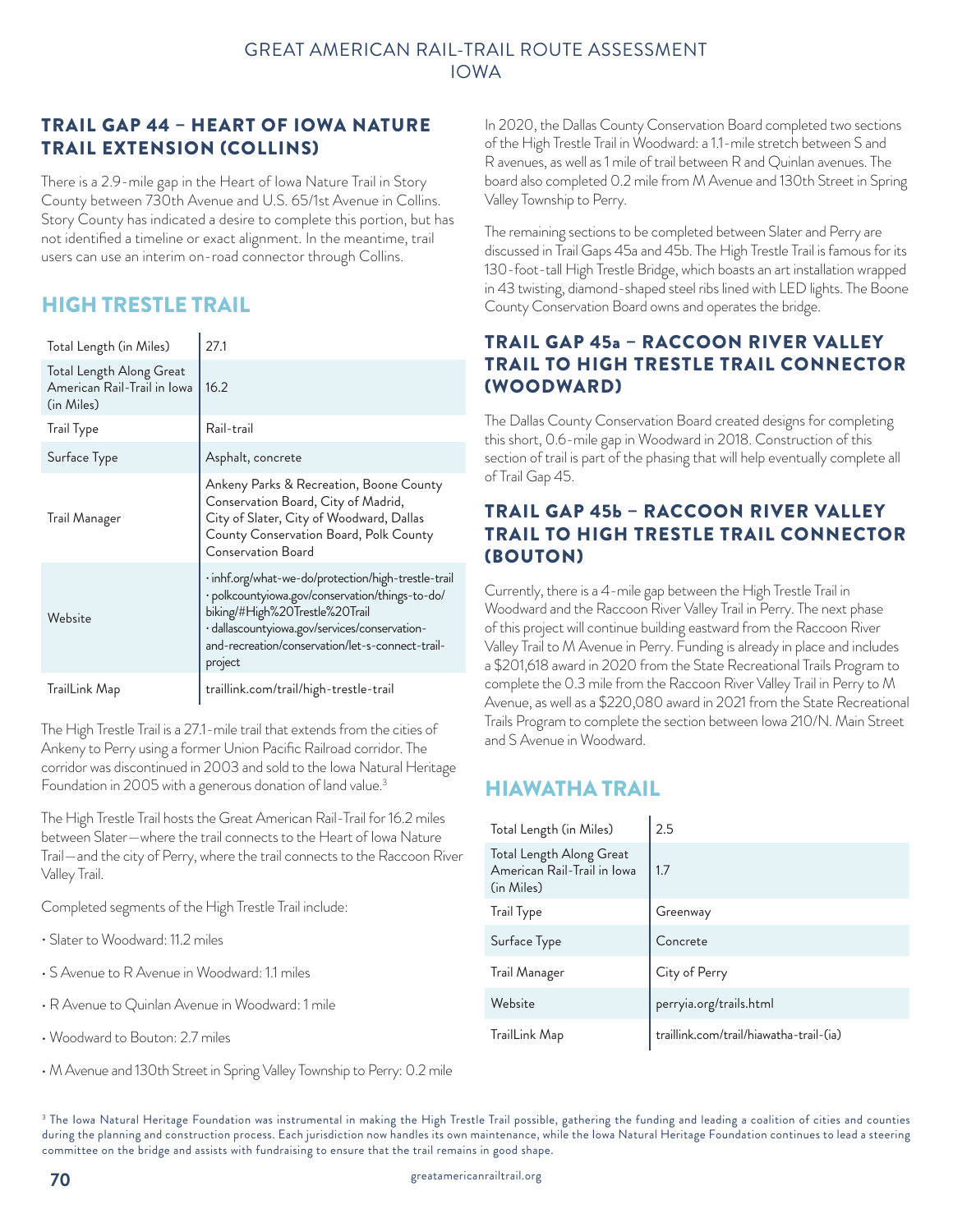## TRAIL GAP 44 – HEART OF IOWA NATURE TRAIL EXTENSION (COLLINS)

There is a 2.9-mile gap in the Heart of Iowa Nature Trail in Story County between 730th Avenue and U.S. 65/1st Avenue in Collins. Story County has indicated a desire to complete this portion, but has not identified a timeline or exact alignment. In the meantime, trail users can use an interim on-road connector through Collins.

## HIGH TRESTLE TRAIL

| | |
|---|---|
| Total Length (in Miles) | 27.1 |
| Total Length Along Great American Rail-Trail in Iowa (in Miles) | 16.2 |
| Trail Type | Rail-trail |
| Surface Type | Asphalt, concrete |
| Trail Manager | Ankeny Parks & Recreation, Boone County Conservation Board, City of Madrid, City of Slater, City of Woodward, Dallas County Conservation Board, Polk County Conservation Board |
| Website | · inhf.org/what-we-do/protection/high-trestle-trail · polkcountyiowa.gov/conservation/things-to-do/biking/#High%20Trestle%20Trail · dallascountyiowa.gov/services/conservation-and-recreation/conservation/let-s-connect-trail-project |
| TrailLink Map | traillink.com/trail/high-trestle-trail |

The High Trestle Trail is a 27.1-mile trail that extends from the cities of Ankeny to Perry using a former Union Pacific Railroad corridor. The corridor was discontinued in 2003 and sold to the Iowa Natural Heritage Foundation in 2005 with a generous donation of land value.[3]

The High Trestle Trail hosts the Great American Rail-Trail for 16.2 miles between Slater—where the trail connects to the Heart of Iowa Nature Trail—and the city of Perry, where the trail connects to the Raccoon River Valley Trail.

Completed segments of the High Trestle Trail include:

- Slater to Woodward: 11.2 miles
- S Avenue to R Avenue in Woodward: 1.1 miles
- R Avenue to Quinlan Avenue in Woodward: 1 mile
- Woodward to Bouton: 2.7 miles
- M Avenue and 130th Street in Spring Valley Township to Perry: 0.2 mile

In 2020, the Dallas County Conservation Board completed two sections of the High Trestle Trail in Woodward: a 1.1-mile stretch between S and R avenues, as well as 1 mile of trail between R and Quinlan avenues. The board also completed 0.2 mile from M Avenue and 130th Street in Spring Valley Township to Perry.

The remaining sections to be completed between Slater and Perry are discussed in Trail Gaps 45a and 45b. The High Trestle Trail is famous for its 130-foot-tall High Trestle Bridge, which boasts an art installation wrapped in 43 twisting, diamond-shaped steel ribs lined with LED lights. The Boone County Conservation Board owns and operates the bridge.

## TRAIL GAP 45a – RACCOON RIVER VALLEY TRAIL TO HIGH TRESTLE TRAIL CONNECTOR (WOODWARD)

The Dallas County Conservation Board created designs for completing this short, 0.6-mile gap in Woodward in 2018. Construction of this section of trail is part of the phasing that will help eventually complete all of Trail Gap 45.

## TRAIL GAP 45b – RACCOON RIVER VALLEY TRAIL TO HIGH TRESTLE TRAIL CONNECTOR (BOUTON)

Currently, there is a 4-mile gap between the High Trestle Trail in Woodward and the Raccoon River Valley Trail in Perry. The next phase of this project will continue building eastward from the Raccoon River Valley Trail to M Avenue in Perry. Funding is already in place and includes a $201,618 award in 2020 from the State Recreational Trails Program to complete the 0.3 mile from the Raccoon River Valley Trail in Perry to M Avenue, as well as a $220,080 award in 2021 from the State Recreational Trails Program to complete the section between Iowa 210/N. Main Street and S Avenue in Woodward.

## HIAWATHA TRAIL

| | |
|---|---|
| Total Length (in Miles) | 2.5 |
| Total Length Along Great American Rail-Trail in Iowa (in Miles) | 1.7 |
| Trail Type | Greenway |
| Surface Type | Concrete |
| Trail Manager | City of Perry |
| Website | perryia.org/trails.html |
| TrailLink Map | traillink.com/trail/hiawatha-trail-(ia) |

[3] The Iowa Natural Heritage Foundation was instrumental in making the High Trestle Trail possible, gathering the funding and leading a coalition of cities and counties during the planning and construction process. Each jurisdiction now handles its own maintenance, while the Iowa Natural Heritage Foundation continues to lead a steering committee on the bridge and assists with fundraising to ensure that the trail remains in good shape.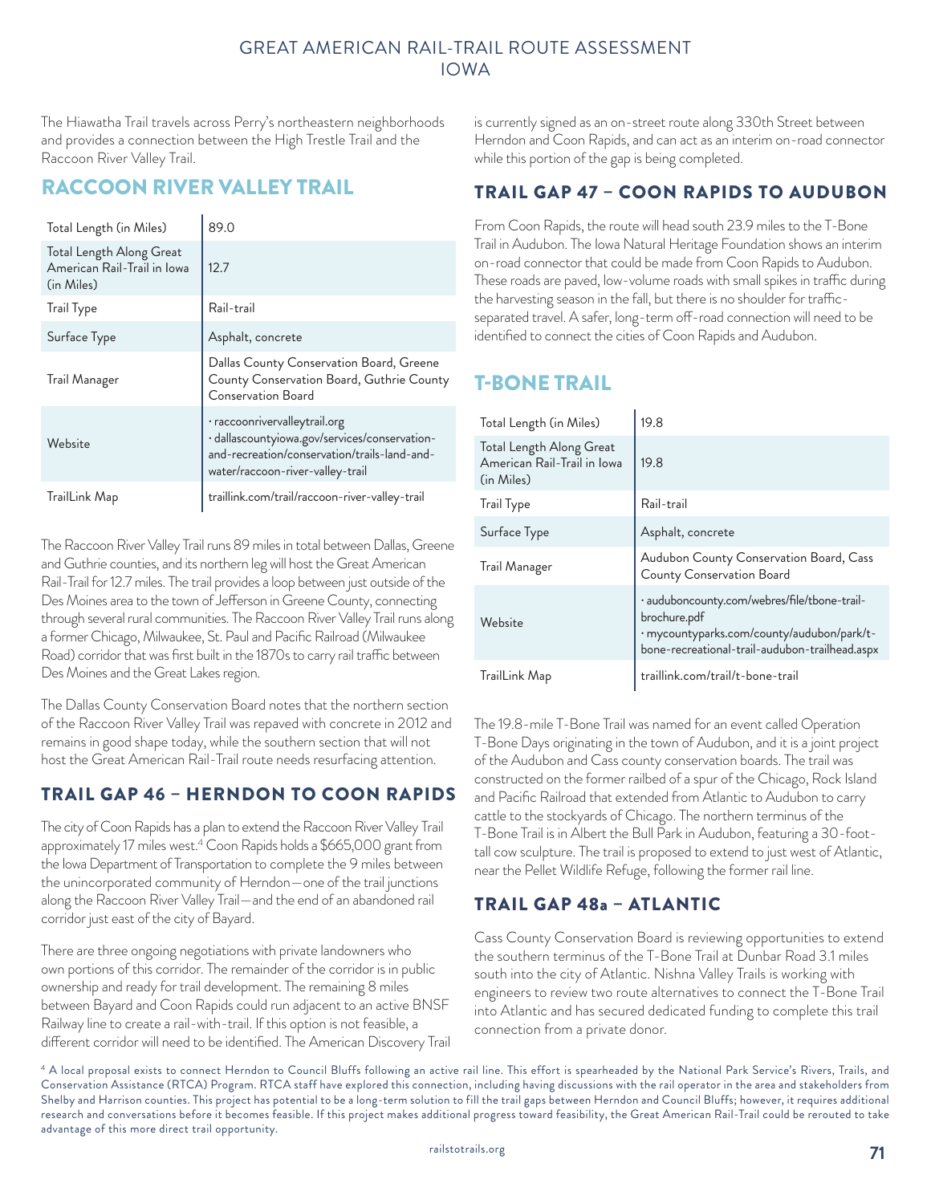The Hiawatha Trail travels across Perry's northeastern neighborhoods and provides a connection between the High Trestle Trail and the Raccoon River Valley Trail.

## RACCOON RIVER VALLEY TRAIL

| | |
|---|---|
| Total Length (in Miles) | 89.0 |
| Total Length Along Great American Rail-Trail in Iowa (in Miles) | 12.7 |
| Trail Type | Rail-trail |
| Surface Type | Asphalt, concrete |
| Trail Manager | Dallas County Conservation Board, Greene County Conservation Board, Guthrie County Conservation Board |
| Website | · raccoonrivervalleytrail.org<br>· dallascountyiowa.gov/services/conservation-and-recreation/conservation/trails-land-and-water/raccoon-river-valley-trail |
| TrailLink Map | traillink.com/trail/raccoon-river-valley-trail |

The Raccoon River Valley Trail runs 89 miles in total between Dallas, Greene and Guthrie counties, and its northern leg will host the Great American Rail-Trail for 12.7 miles. The trail provides a loop between just outside of the Des Moines area to the town of Jefferson in Greene County, connecting through several rural communities. The Raccoon River Valley Trail runs along a former Chicago, Milwaukee, St. Paul and Pacific Railroad (Milwaukee Road) corridor that was first built in the 1870s to carry rail traffic between Des Moines and the Great Lakes region.

The Dallas County Conservation Board notes that the northern section of the Raccoon River Valley Trail was repaved with concrete in 2012 and remains in good shape today, while the southern section that will not host the Great American Rail-Trail route needs resurfacing attention.

### TRAIL GAP 46 – HERNDON TO COON RAPIDS

The city of Coon Rapids has a plan to extend the Raccoon River Valley Trail approximately 17 miles west.[4] Coon Rapids holds a $665,000 grant from the Iowa Department of Transportation to complete the 9 miles between the unincorporated community of Herndon—one of the trail junctions along the Raccoon River Valley Trail—and the end of an abandoned rail corridor just east of the city of Bayard.

There are three ongoing negotiations with private landowners who own portions of this corridor. The remainder of the corridor is in public ownership and ready for trail development. The remaining 8 miles between Bayard and Coon Rapids could run adjacent to an active BNSF Railway line to create a rail-with-trail. If this option is not feasible, a different corridor will need to be identified. The American Discovery Trail is currently signed as an on-street route along 330th Street between Herndon and Coon Rapids, and can act as an interim on-road connector while this portion of the gap is being completed.

### TRAIL GAP 47 – COON RAPIDS TO AUDUBON

From Coon Rapids, the route will head south 23.9 miles to the T-Bone Trail in Audubon. The Iowa Natural Heritage Foundation shows an interim on-road connector that could be made from Coon Rapids to Audubon. These roads are paved, low-volume roads with small spikes in traffic during the harvesting season in the fall, but there is no shoulder for traffic-separated travel. A safer, long-term off-road connection will need to be identified to connect the cities of Coon Rapids and Audubon.

## T-BONE TRAIL

| | |
|---|---|
| Total Length (in Miles) | 19.8 |
| Total Length Along Great American Rail-Trail in Iowa (in Miles) | 19.8 |
| Trail Type | Rail-trail |
| Surface Type | Asphalt, concrete |
| Trail Manager | Audubon County Conservation Board, Cass County Conservation Board |
| Website | · auduboncounty.com/webres/file/tbone-trail-brochure.pdf<br>· mycountyparks.com/county/audubon/park/t-bone-recreational-trail-audubon-trailhead.aspx |
| TrailLink Map | traillink.com/trail/t-bone-trail |

The 19.8-mile T-Bone Trail was named for an event called Operation T-Bone Days originating in the town of Audubon, and it is a joint project of the Audubon and Cass county conservation boards. The trail was constructed on the former railbed of a spur of the Chicago, Rock Island and Pacific Railroad that extended from Atlantic to Audubon to carry cattle to the stockyards of Chicago. The northern terminus of the T-Bone Trail is in Albert the Bull Park in Audubon, featuring a 30-foot-tall cow sculpture. The trail is proposed to extend to just west of Atlantic, near the Pellet Wildlife Refuge, following the former rail line.

### TRAIL GAP 48a – ATLANTIC

Cass County Conservation Board is reviewing opportunities to extend the southern terminus of the T-Bone Trail at Dunbar Road 3.1 miles south into the city of Atlantic. Nishna Valley Trails is working with engineers to review two route alternatives to connect the T-Bone Trail into Atlantic and has secured dedicated funding to complete this trail connection from a private donor.

[4] A local proposal exists to connect Herndon to Council Bluffs following an active rail line. This effort is spearheaded by the National Park Service's Rivers, Trails, and Conservation Assistance (RTCA) Program. RTCA staff have explored this connection, including having discussions with the rail operator in the area and stakeholders from Shelby and Harrison counties. This project has potential to be a long-term solution to fill the trail gaps between Herndon and Council Bluffs; however, it requires additional research and conversations before it becomes feasible. If this project makes additional progress toward feasibility, the Great American Rail-Trail could be rerouted to take advantage of this more direct trail opportunity.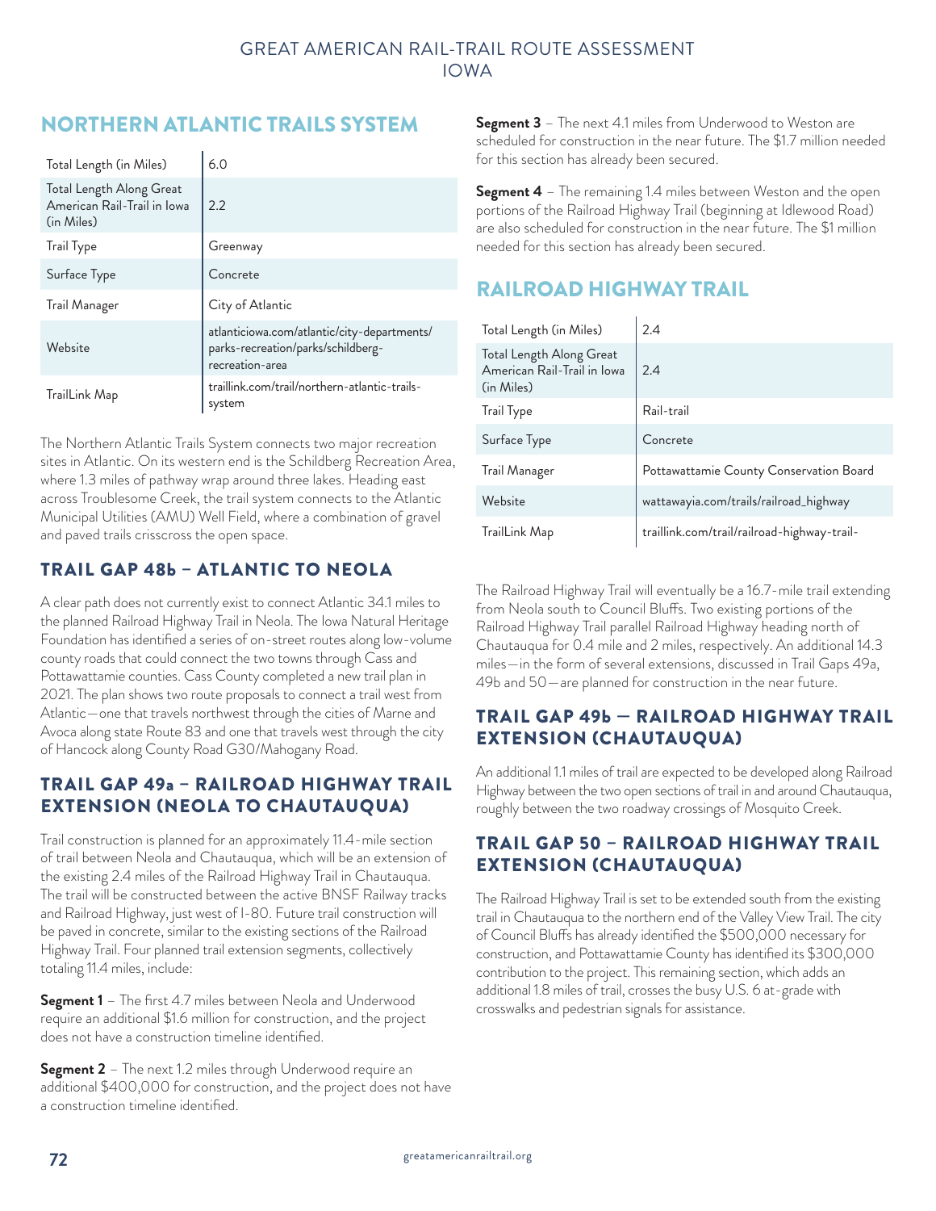## NORTHERN ATLANTIC TRAILS SYSTEM

| | |
|---|---|
| Total Length (in Miles) | 6.0 |
| Total Length Along Great American Rail-Trail in Iowa (in Miles) | 2.2 |
| Trail Type | Greenway |
| Surface Type | Concrete |
| Trail Manager | City of Atlantic |
| Website | atlanticiowa.com/atlantic/city-departments/parks-recreation/parks/schildberg-recreation-area |
| TrailLink Map | traillink.com/trail/northern-atlantic-trails-system |

The Northern Atlantic Trails System connects two major recreation sites in Atlantic. On its western end is the Schildberg Recreation Area, where 1.3 miles of pathway wrap around three lakes. Heading east across Troublesome Creek, the trail system connects to the Atlantic Municipal Utilities (AMU) Well Field, where a combination of gravel and paved trails crisscross the open space.

### TRAIL GAP 48b – ATLANTIC TO NEOLA

A clear path does not currently exist to connect Atlantic 34.1 miles to the planned Railroad Highway Trail in Neola. The Iowa Natural Heritage Foundation has identified a series of on-street routes along low-volume county roads that could connect the two towns through Cass and Pottawattamie counties. Cass County completed a new trail plan in 2021. The plan shows two route proposals to connect a trail west from Atlantic—one that travels northwest through the cities of Marne and Avoca along state Route 83 and one that travels west through the city of Hancock along County Road G30/Mahogany Road.

### TRAIL GAP 49a – RAILROAD HIGHWAY TRAIL EXTENSION (NEOLA TO CHAUTAUQUA)

Trail construction is planned for an approximately 11.4-mile section of trail between Neola and Chautauqua, which will be an extension of the existing 2.4 miles of the Railroad Highway Trail in Chautauqua. The trail will be constructed between the active BNSF Railway tracks and Railroad Highway, just west of I-80. Future trail construction will be paved in concrete, similar to the existing sections of the Railroad Highway Trail. Four planned trail extension segments, collectively totaling 11.4 miles, include:

**Segment 1** – The first 4.7 miles between Neola and Underwood require an additional $1.6 million for construction, and the project does not have a construction timeline identified.

**Segment 2** – The next 1.2 miles through Underwood require an additional $400,000 for construction, and the project does not have a construction timeline identified.

**Segment 3** – The next 4.1 miles from Underwood to Weston are scheduled for construction in the near future. The $1.7 million needed for this section has already been secured.

**Segment 4** – The remaining 1.4 miles between Weston and the open portions of the Railroad Highway Trail (beginning at Idlewood Road) are also scheduled for construction in the near future. The $1 million needed for this section has already been secured.

## RAILROAD HIGHWAY TRAIL

| | |
|---|---|
| Total Length (in Miles) | 2.4 |
| Total Length Along Great American Rail-Trail in Iowa (in Miles) | 2.4 |
| Trail Type | Rail-trail |
| Surface Type | Concrete |
| Trail Manager | Pottawattamie County Conservation Board |
| Website | wattawayia.com/trails/railroad_highway |
| TrailLink Map | traillink.com/trail/railroad-highway-trail- |

The Railroad Highway Trail will eventually be a 16.7-mile trail extending from Neola south to Council Bluffs. Two existing portions of the Railroad Highway Trail parallel Railroad Highway heading north of Chautauqua for 0.4 mile and 2 miles, respectively. An additional 14.3 miles—in the form of several extensions, discussed in Trail Gaps 49a, 49b and 50—are planned for construction in the near future.

### TRAIL GAP 49b — RAILROAD HIGHWAY TRAIL EXTENSION (CHAUTAUQUA)

An additional 1.1 miles of trail are expected to be developed along Railroad Highway between the two open sections of trail in and around Chautauqua, roughly between the two roadway crossings of Mosquito Creek.

### TRAIL GAP 50 – RAILROAD HIGHWAY TRAIL EXTENSION (CHAUTAUQUA)

The Railroad Highway Trail is set to be extended south from the existing trail in Chautauqua to the northern end of the Valley View Trail. The city of Council Bluffs has already identified the $500,000 necessary for construction, and Pottawattamie County has identified its $300,000 contribution to the project. This remaining section, which adds an additional 1.8 miles of trail, crosses the busy U.S. 6 at-grade with crosswalks and pedestrian signals for assistance.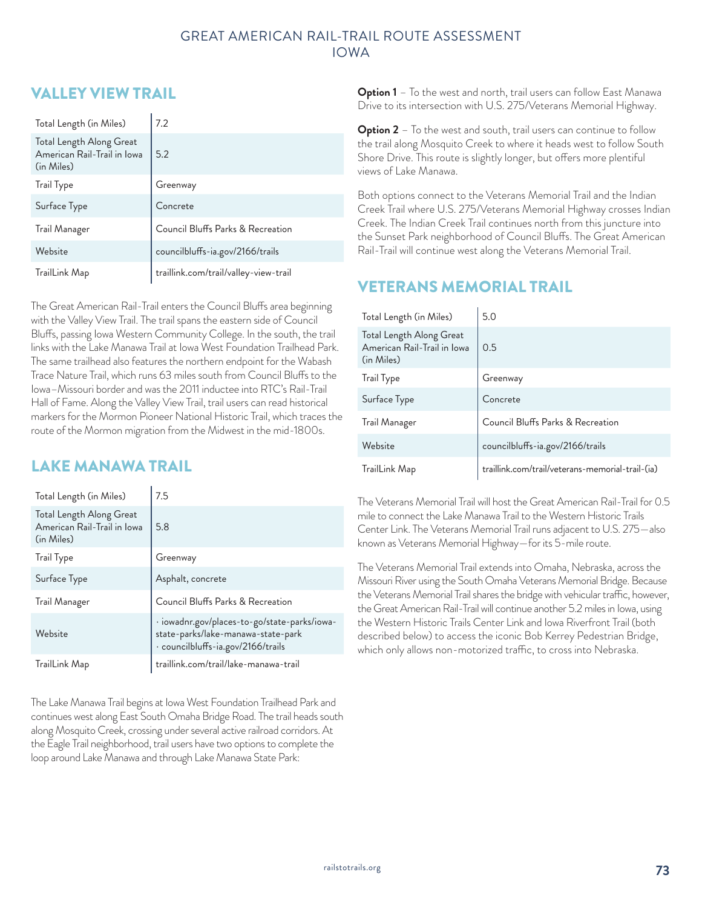## VALLEY VIEW TRAIL

| | |
|---|---|
| Total Length (in Miles) | 7.2 |
| Total Length Along Great American Rail-Trail in Iowa (in Miles) | 5.2 |
| Trail Type | Greenway |
| Surface Type | Concrete |
| Trail Manager | Council Bluffs Parks & Recreation |
| Website | councilbluffs-ia.gov/2166/trails |
| TrailLink Map | traillink.com/trail/valley-view-trail |

The Great American Rail-Trail enters the Council Bluffs area beginning with the Valley View Trail. The trail spans the eastern side of Council Bluffs, passing Iowa Western Community College. In the south, the trail links with the Lake Manawa Trail at Iowa West Foundation Trailhead Park. The same trailhead also features the northern endpoint for the Wabash Trace Nature Trail, which runs 63 miles south from Council Bluffs to the Iowa–Missouri border and was the 2011 inductee into RTC's Rail-Trail Hall of Fame. Along the Valley View Trail, trail users can read historical markers for the Mormon Pioneer National Historic Trail, which traces the route of the Mormon migration from the Midwest in the mid-1800s.

## LAKE MANAWA TRAIL

| | |
|---|---|
| Total Length (in Miles) | 7.5 |
| Total Length Along Great American Rail-Trail in Iowa (in Miles) | 5.8 |
| Trail Type | Greenway |
| Surface Type | Asphalt, concrete |
| Trail Manager | Council Bluffs Parks & Recreation |
| Website | · iowadnr.gov/places-to-go/state-parks/iowa-state-parks/lake-manawa-state-park<br>· councilbluffs-ia.gov/2166/trails |
| TrailLink Map | traillink.com/trail/lake-manawa-trail |

The Lake Manawa Trail begins at Iowa West Foundation Trailhead Park and continues west along East South Omaha Bridge Road. The trail heads south along Mosquito Creek, crossing under several active railroad corridors. At the Eagle Trail neighborhood, trail users have two options to complete the loop around Lake Manawa and through Lake Manawa State Park:

**Option 1** – To the west and north, trail users can follow East Manawa Drive to its intersection with U.S. 275/Veterans Memorial Highway.

**Option 2** – To the west and south, trail users can continue to follow the trail along Mosquito Creek to where it heads west to follow South Shore Drive. This route is slightly longer, but offers more plentiful views of Lake Manawa.

Both options connect to the Veterans Memorial Trail and the Indian Creek Trail where U.S. 275/Veterans Memorial Highway crosses Indian Creek. The Indian Creek Trail continues north from this juncture into the Sunset Park neighborhood of Council Bluffs. The Great American Rail-Trail will continue west along the Veterans Memorial Trail.

## VETERANS MEMORIAL TRAIL

| | |
|---|---|
| Total Length (in Miles) | 5.0 |
| Total Length Along Great American Rail-Trail in Iowa (in Miles) | 0.5 |
| Trail Type | Greenway |
| Surface Type | Concrete |
| Trail Manager | Council Bluffs Parks & Recreation |
| Website | councilbluffs-ia.gov/2166/trails |
| TrailLink Map | traillink.com/trail/veterans-memorial-trail-(ia) |

The Veterans Memorial Trail will host the Great American Rail-Trail for 0.5 mile to connect the Lake Manawa Trail to the Western Historic Trails Center Link. The Veterans Memorial Trail runs adjacent to U.S. 275—also known as Veterans Memorial Highway—for its 5-mile route.

The Veterans Memorial Trail extends into Omaha, Nebraska, across the Missouri River using the South Omaha Veterans Memorial Bridge. Because the Veterans Memorial Trail shares the bridge with vehicular traffic, however, the Great American Rail-Trail will continue another 5.2 miles in Iowa, using the Western Historic Trails Center Link and Iowa Riverfront Trail (both described below) to access the iconic Bob Kerrey Pedestrian Bridge, which only allows non-motorized traffic, to cross into Nebraska.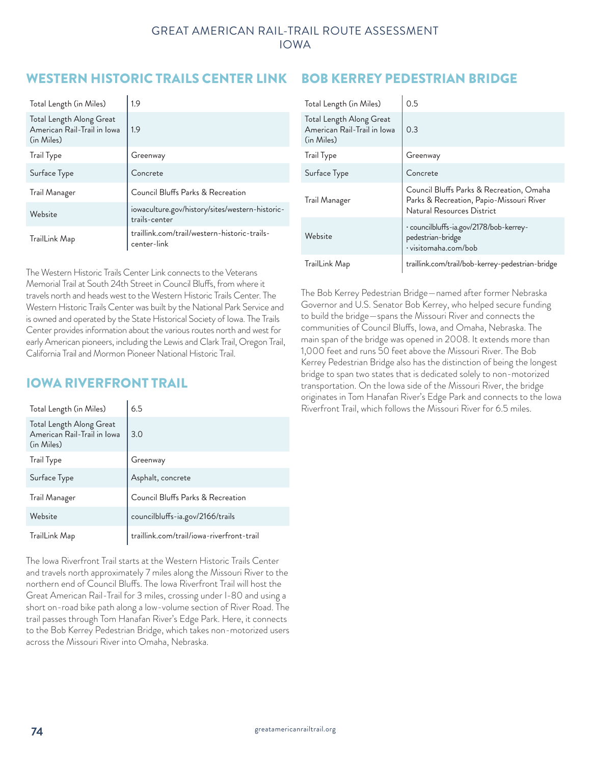## WESTERN HISTORIC TRAILS CENTER LINK

| | |
|---|---|
| Total Length (in Miles) | 1.9 |
| Total Length Along Great American Rail-Trail in Iowa (in Miles) | 1.9 |
| Trail Type | Greenway |
| Surface Type | Concrete |
| Trail Manager | Council Bluffs Parks & Recreation |
| Website | iowaculture.gov/history/sites/western-historic-trails-center |
| TrailLink Map | traillink.com/trail/western-historic-trails-center-link |

The Western Historic Trails Center Link connects to the Veterans Memorial Trail at South 24th Street in Council Bluffs, from where it travels north and heads west to the Western Historic Trails Center. The Western Historic Trails Center was built by the National Park Service and is owned and operated by the State Historical Society of Iowa. The Trails Center provides information about the various routes north and west for early American pioneers, including the Lewis and Clark Trail, Oregon Trail, California Trail and Mormon Pioneer National Historic Trail.

## IOWA RIVERFRONT TRAIL

| | |
|---|---|
| Total Length (in Miles) | 6.5 |
| Total Length Along Great American Rail-Trail in Iowa (in Miles) | 3.0 |
| Trail Type | Greenway |
| Surface Type | Asphalt, concrete |
| Trail Manager | Council Bluffs Parks & Recreation |
| Website | councilbluffs-ia.gov/2166/trails |
| TrailLink Map | traillink.com/trail/iowa-riverfront-trail |

The Iowa Riverfront Trail starts at the Western Historic Trails Center and travels north approximately 7 miles along the Missouri River to the northern end of Council Bluffs. The Iowa Riverfront Trail will host the Great American Rail-Trail for 3 miles, crossing under I-80 and using a short on-road bike path along a low-volume section of River Road. The trail passes through Tom Hanafan River's Edge Park. Here, it connects to the Bob Kerrey Pedestrian Bridge, which takes non-motorized users across the Missouri River into Omaha, Nebraska.

## BOB KERREY PEDESTRIAN BRIDGE

| | |
|---|---|
| Total Length (in Miles) | 0.5 |
| Total Length Along Great American Rail-Trail in Iowa (in Miles) | 0.3 |
| Trail Type | Greenway |
| Surface Type | Concrete |
| Trail Manager | Council Bluffs Parks & Recreation, Omaha Parks & Recreation, Papio-Missouri River Natural Resources District |
| Website | · councilbluffs-ia.gov/2178/bob-kerrey-pedestrian-bridge<br>· visitomaha.com/bob |
| TrailLink Map | traillink.com/trail/bob-kerrey-pedestrian-bridge |

The Bob Kerrey Pedestrian Bridge—named after former Nebraska Governor and U.S. Senator Bob Kerrey, who helped secure funding to build the bridge—spans the Missouri River and connects the communities of Council Bluffs, Iowa, and Omaha, Nebraska. The main span of the bridge was opened in 2008. It extends more than 1,000 feet and runs 50 feet above the Missouri River. The Bob Kerrey Pedestrian Bridge also has the distinction of being the longest bridge to span two states that is dedicated solely to non-motorized transportation. On the Iowa side of the Missouri River, the bridge originates in Tom Hanafan River's Edge Park and connects to the Iowa Riverfront Trail, which follows the Missouri River for 6.5 miles.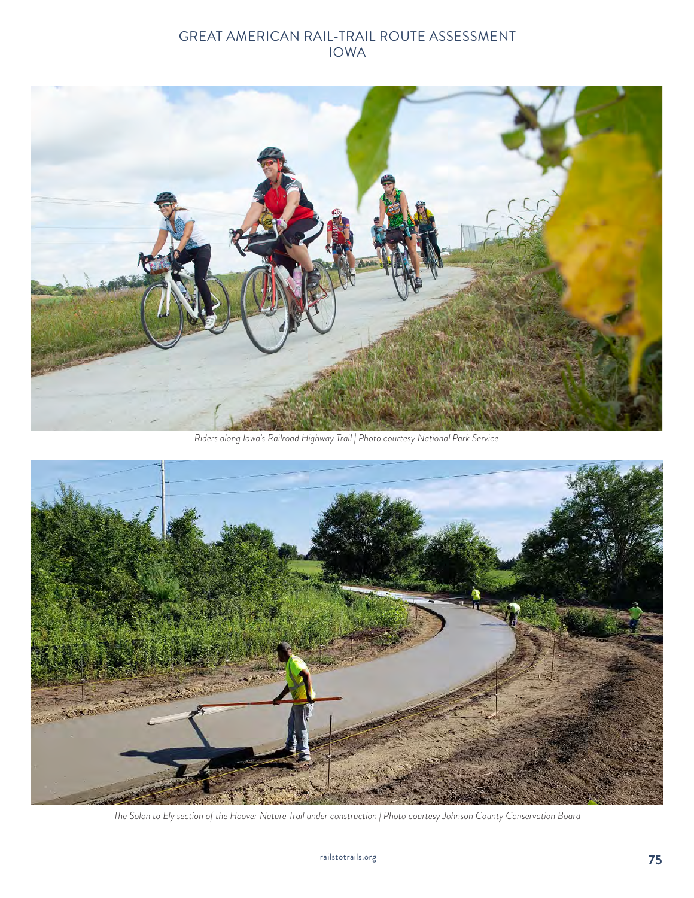*Riders along Iowa's Railroad Highway Trail | Photo courtesy National Park Service*

*The Solon to Ely section of the Hoover Nature Trail under construction | Photo courtesy Johnson County Conservation Board*